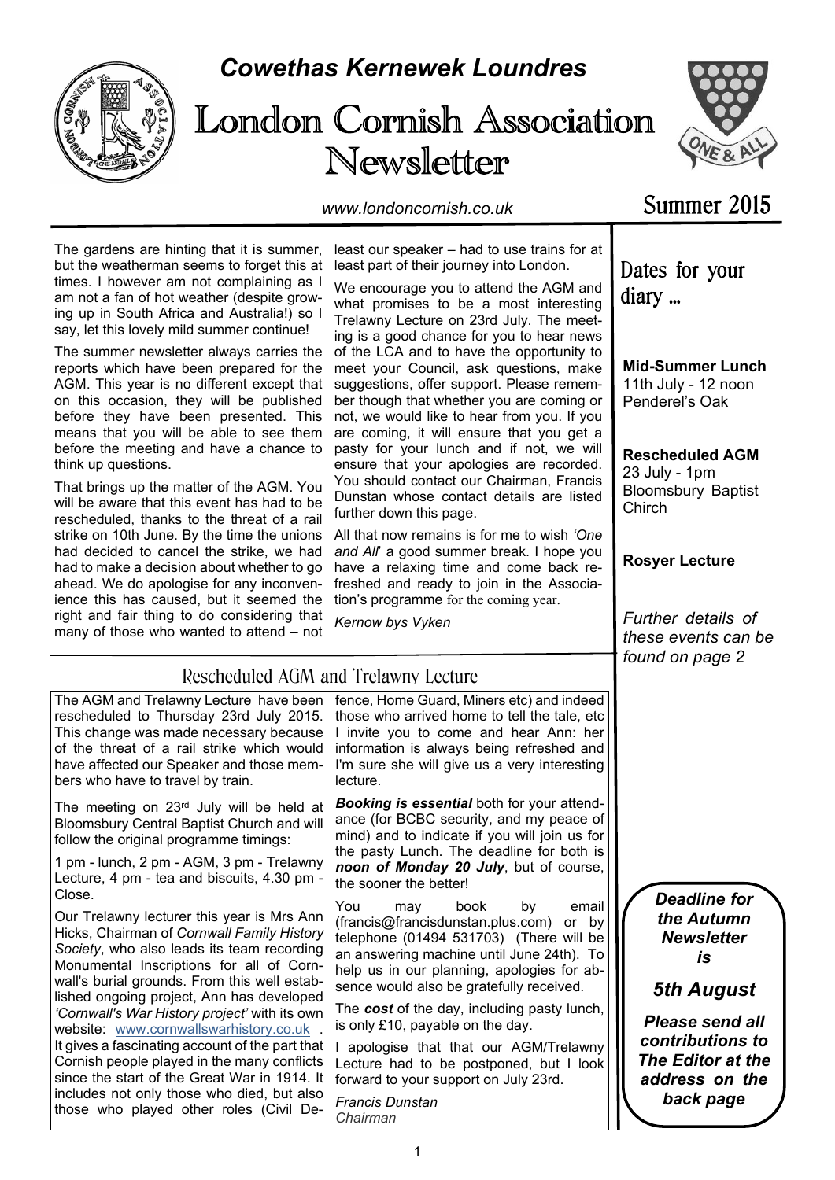# *Cowethas Kernewek Loundres*

# London Cornish Association Newsletter

*www.londoncornish.co.uk*

## Summer 2015

The gardens are hinting that it is summer, but the weatherman seems to forget this at times. I however am not complaining as I am not a fan of hot weather (despite growing up in South Africa and Australia!) so I say, let this lovely mild summer continue!

The summer newsletter always carries the reports which have been prepared for the AGM. This year is no different except that on this occasion, they will be published before they have been presented. This means that you will be able to see them before the meeting and have a chance to think up questions.

That brings up the matter of the AGM. You will be aware that this event has had to be rescheduled, thanks to the threat of a rail strike on 10th June. By the time the unions had decided to cancel the strike, we had had to make a decision about whether to go ahead. We do apologise for any inconvenience this has caused, but it seemed the right and fair thing to do considering that many of those who wanted to attend – not least our speaker – had to use trains for at least part of their journey into London.

We encourage you to attend the AGM and what promises to be a most interesting Trelawny Lecture on 23rd July. The meeting is a good chance for you to hear news of the LCA and to have the opportunity to meet your Council, ask questions, make suggestions, offer support. Please remember though that whether you are coming or not, we would like to hear from you. If you are coming, it will ensure that you get a pasty for your lunch and if not, we will ensure that your apologies are recorded. You should contact our Chairman, Francis Dunstan whose contact details are listed further down this page.

All that now remains is for me to wish *'One and All'* a good summer break. I hope you have a relaxing time and come back refreshed and ready to join in the Association's programme for the coming year.

*Kernow bys Vyken*

## Dates for your diary ...

**Mid-Summer Lunch**
11th July - 12 noon
Penderel's Oak

**Rescheduled AGM**
23 July - 1pm
Bloomsbury Baptist Church

**Rosyer Lecture**

*Further details of these events can be found on page 2*

## Rescheduled AGM and Trelawny Lecture

The AGM and Trelawny Lecture have been rescheduled to Thursday 23rd July 2015. This change was made necessary because of the threat of a rail strike which would have affected our Speaker and those members who have to travel by train.

The meeting on 23rd July will be held at Bloomsbury Central Baptist Church and will follow the original programme timings:

1 pm - lunch, 2 pm - AGM, 3 pm - Trelawny Lecture, 4 pm - tea and biscuits, 4.30 pm - Close.

Our Trelawny lecturer this year is Mrs Ann Hicks, Chairman of *Cornwall Family History Society*, who also leads its team recording Monumental Inscriptions for all of Cornwall's burial grounds. From this well established ongoing project, Ann has developed *'Cornwall's War History project'* with its own website: www.cornwallswarhistory.co.uk . It gives a fascinating account of the part that Cornish people played in the many conflicts since the start of the Great War in 1914. It includes not only those who died, but also those who played other roles (Civil Defence, Home Guard, Miners etc) and indeed those who arrived home to tell the tale, etc I invite you to come and hear Ann: her information is always being refreshed and I'm sure she will give us a very interesting lecture.

***Booking is essential*** both for your attendance (for BCBC security, and my peace of mind) and to indicate if you will join us for the pasty Lunch. The deadline for both is ***noon of Monday 20 July***, but of course, the sooner the better!

You may book by email (francis@francisdunstan.plus.com) or by telephone (01494 531703) (There will be an answering machine until June 24th). To help us in our planning, apologies for absence would also be gratefully received.

The ***cost*** of the day, including pasty lunch, is only £10, payable on the day.

I apologise that that our AGM/Trelawny Lecture had to be postponed, but I look forward to your support on July 23rd.

*Francis Dunstan*
*Chairman*

***Deadline for the Autumn Newsletter is***

***5th August***

***Please send all contributions to The Editor at the address on the back page***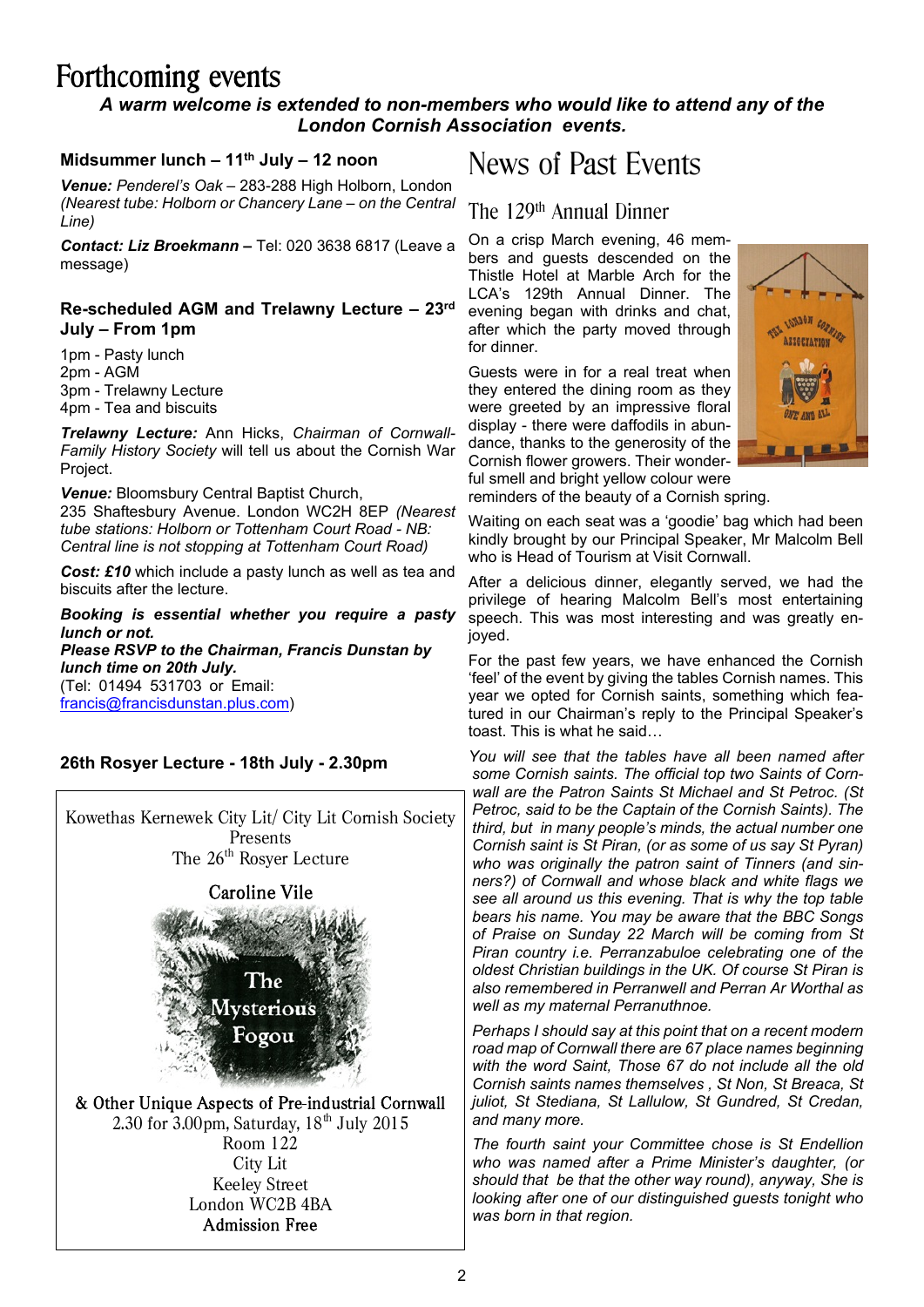# Forthcoming events

***A warm welcome is extended to non-members who would like to attend any of the London Cornish Association events.***

### Midsummer lunch – 11th July – 12 noon

***Venue:*** *Penderel's Oak* – 283-288 High Holborn, London *(Nearest tube: Holborn or Chancery Lane – on the Central Line)*

***Contact: Liz Broekmann –*** Tel: 020 3638 6817 (Leave a message)

### Re-scheduled AGM and Trelawny Lecture – 23rd July – From 1pm

1pm - Pasty lunch
2pm - AGM
3pm - Trelawny Lecture
4pm - Tea and biscuits

***Trelawny Lecture:*** Ann Hicks, *Chairman of Cornwall-Family History Society* will tell us about the Cornish War Project.

***Venue:*** Bloomsbury Central Baptist Church,
235 Shaftesbury Avenue. London WC2H 8EP *(Nearest tube stations: Holborn or Tottenham Court Road - NB: Central line is not stopping at Tottenham Court Road)*

***Cost: £10*** which include a pasty lunch as well as tea and biscuits after the lecture.

***Booking is essential whether you require a pasty lunch or not.***
***Please RSVP to the Chairman, Francis Dunstan by lunch time on 20th July.***
(Tel: 01494 531703 or Email: francis@francisdunstan.plus.com)

### 26th Rosyer Lecture - 18th July - 2.30pm

Kowethas Kernewek City Lit/ City Lit Cornish Society
Presents
The 26th Rosyer Lecture

Caroline Vile

The Mysterious Fogou

& Other Unique Aspects of Pre-industrial Cornwall
2.30 for 3.00pm, Saturday, 18th July 2015
Room 122
City Lit
Keeley Street
London WC2B 4BA
Admission Free

# News of Past Events

## The 129th Annual Dinner

On a crisp March evening, 46 members and guests descended on the Thistle Hotel at Marble Arch for the LCA's 129th Annual Dinner. The evening began with drinks and chat, after which the party moved through for dinner.

Guests were in for a real treat when they entered the dining room as they were greeted by an impressive floral display - there were daffodils in abundance, thanks to the generosity of the Cornish flower growers. Their wonderful smell and bright yellow colour were reminders of the beauty of a Cornish spring.

Waiting on each seat was a 'goodie' bag which had been kindly brought by our Principal Speaker, Mr Malcolm Bell who is Head of Tourism at Visit Cornwall.

After a delicious dinner, elegantly served, we had the privilege of hearing Malcolm Bell's most entertaining speech. This was most interesting and was greatly enjoyed.

For the past few years, we have enhanced the Cornish 'feel' of the event by giving the tables Cornish names. This year we opted for Cornish saints, something which featured in our Chairman's reply to the Principal Speaker's toast. This is what he said…

*You will see that the tables have all been named after some Cornish saints. The official top two Saints of Cornwall are the Patron Saints St Michael and St Petroc. (St Petroc, said to be the Captain of the Cornish Saints). The third, but in many people's minds, the actual number one Cornish saint is St Piran, (or as some of us say St Pyran) who was originally the patron saint of Tinners (and sinners?) of Cornwall and whose black and white flags we see all around us this evening. That is why the top table bears his name. You may be aware that the BBC Songs of Praise on Sunday 22 March will be coming from St Piran country i.e. Perranzabuloe celebrating one of the oldest Christian buildings in the UK. Of course St Piran is also remembered in Perranwell and Perran Ar Worthal as well as my maternal Perranuthnoe.*

*Perhaps I should say at this point that on a recent modern road map of Cornwall there are 67 place names beginning with the word Saint, Those 67 do not include all the old Cornish saints names themselves , St Non, St Breaca, St juliot, St Servadiana, St Lallulow, St Gundred, St Credan, and many more.*

*The fourth saint your Committee chose is St Endellion who was named after a Prime Minister's daughter, (or should that be that the other way round), anyway, She is looking after one of our distinguished guests tonight who was born in that region.*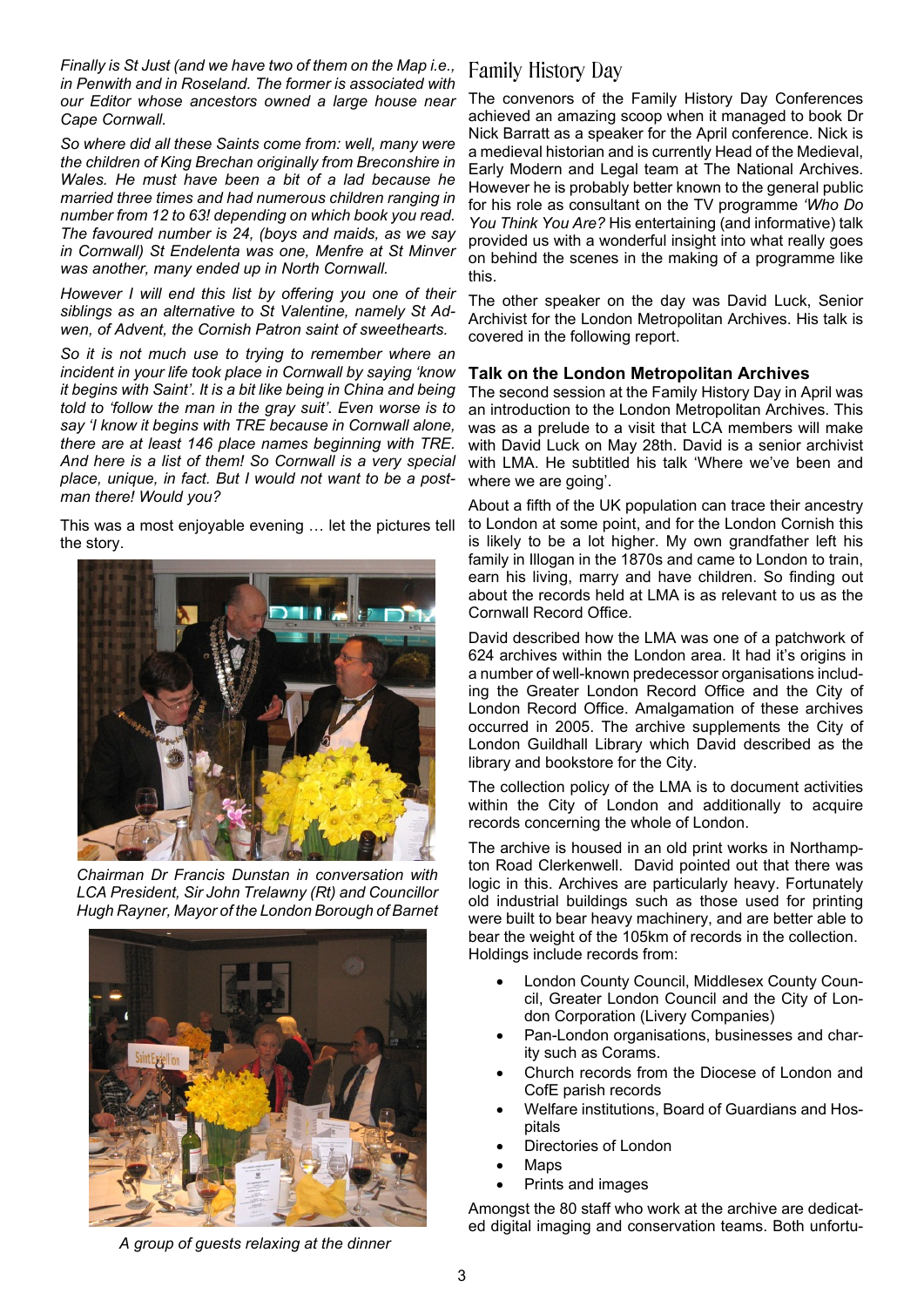*Finally is St Just (and we have two of them on the Map i.e., in Penwith and in Roseland. The former is associated with our Editor whose ancestors owned a large house near Cape Cornwall.*

*So where did all these Saints come from: well, many were the children of King Brechan originally from Breconshire in Wales. He must have been a bit of a lad because he married three times and had numerous children ranging in number from 12 to 63! depending on which book you read. The favoured number is 24, (boys and maids, as we say in Cornwall) St Endelenta was one, Menfre at St Minver was another, many ended up in North Cornwall.*

*However I will end this list by offering you one of their siblings as an alternative to St Valentine, namely St Adwen, of Advent, the Cornish Patron saint of sweethearts.*

*So it is not much use to trying to remember where an incident in your life took place in Cornwall by saying 'know it begins with Saint'. It is a bit like being in China and being told to 'follow the man in the gray suit'. Even worse is to say 'I know it begins with TRE because in Cornwall alone, there are at least 146 place names beginning with TRE. And here is a list of them! So Cornwall is a very special place, unique, in fact. But I would not want to be a postman there! Would you?*

This was a most enjoyable evening … let the pictures tell the story.

*Chairman Dr Francis Dunstan in conversation with LCA President, Sir John Trelawny (Rt) and Councillor Hugh Rayner, Mayor of the London Borough of Barnet*

*A group of guests relaxing at the dinner*

## Family History Day

The convenors of the Family History Day Conferences achieved an amazing scoop when it managed to book Dr Nick Barratt as a speaker for the April conference. Nick is a medieval historian and is currently Head of the Medieval, Early Modern and Legal team at The National Archives. However he is probably better known to the general public for his role as consultant on the TV programme *'Who Do You Think You Are?* His entertaining (and informative) talk provided us with a wonderful insight into what really goes on behind the scenes in the making of a programme like this.

The other speaker on the day was David Luck, Senior Archivist for the London Metropolitan Archives. His talk is covered in the following report.

### Talk on the London Metropolitan Archives

The second session at the Family History Day in April was an introduction to the London Metropolitan Archives. This was as a prelude to a visit that LCA members will make with David Luck on May 28th. David is a senior archivist with LMA. He subtitled his talk 'Where we've been and where we are going'.

About a fifth of the UK population can trace their ancestry to London at some point, and for the London Cornish this is likely to be a lot higher. My own grandfather left his family in Illogan in the 1870s and came to London to train, earn his living, marry and have children. So finding out about the records held at LMA is as relevant to us as the Cornwall Record Office.

David described how the LMA was one of a patchwork of 624 archives within the London area. It had it's origins in a number of well-known predecessor organisations including the Greater London Record Office and the City of London Record Office. Amalgamation of these archives occurred in 2005. The archive supplements the City of London Guildhall Library which David described as the library and bookstore for the City.

The collection policy of the LMA is to document activities within the City of London and additionally to acquire records concerning the whole of London.

The archive is housed in an old print works in Northampton Road Clerkenwell. David pointed out that there was logic in this. Archives are particularly heavy. Fortunately old industrial buildings such as those used for printing were built to bear heavy machinery, and are better able to bear the weight of the 105km of records in the collection. Holdings include records from:

- London County Council, Middlesex County Council, Greater London Council and the City of London Corporation (Livery Companies)
- Pan-London organisations, businesses and charity such as Corams.
- Church records from the Diocese of London and CofE parish records
- Welfare institutions, Board of Guardians and Hospitals
- Directories of London
- Maps
- Prints and images

Amongst the 80 staff who work at the archive are dedicated digital imaging and conservation teams. Both unfortu-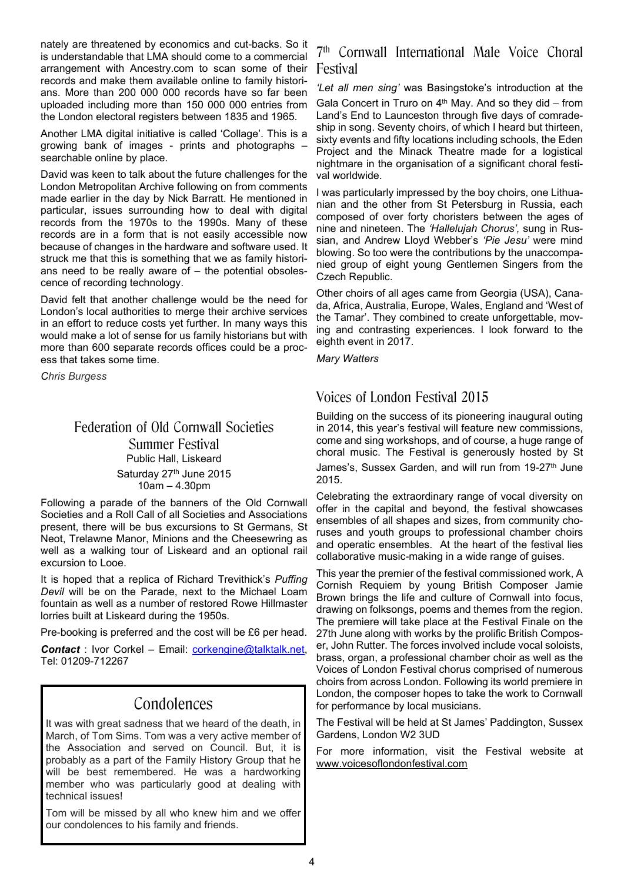nately are threatened by economics and cut-backs. So it is understandable that LMA should come to a commercial arrangement with Ancestry.com to scan some of their records and make them available online to family historians. More than 200 000 000 records have so far been uploaded including more than 150 000 000 entries from the London electoral registers between 1835 and 1965.

Another LMA digital initiative is called 'Collage'. This is a growing bank of images - prints and photographs – searchable online by place.

David was keen to talk about the future challenges for the London Metropolitan Archive following on from comments made earlier in the day by Nick Barratt. He mentioned in particular, issues surrounding how to deal with digital records from the 1970s to the 1990s. Many of these records are in a form that is not easily accessible now because of changes in the hardware and software used. It struck me that this is something that we as family historians need to be really aware of – the potential obsolescence of recording technology.

David felt that another challenge would be the need for London's local authorities to merge their archive services in an effort to reduce costs yet further. In many ways this would make a lot of sense for us family historians but with more than 600 separate records offices could be a process that takes some time.

*Chris Burgess*

## Federation of Old Cornwall Societies Summer Festival

Public Hall, Liskeard

Saturday 27th June 2015

10am – 4.30pm

Following a parade of the banners of the Old Cornwall Societies and a Roll Call of all Societies and Associations present, there will be bus excursions to St Germans, St Neot, Trelawne Manor, Minions and the Cheesewring as well as a walking tour of Liskeard and an optional rail excursion to Looe.

It is hoped that a replica of Richard Trevithick's *Puffing Devil* will be on the Parade, next to the Michael Loam fountain as well as a number of restored Rowe Hillmaster lorries built at Liskeard during the 1950s.

Pre-booking is preferred and the cost will be £6 per head.

***Contact*** : Ivor Corkel – Email: corkengine@talktalk.net, Tel: 01209-712267

## Condolences

It was with great sadness that we heard of the death, in March, of Tom Sims. Tom was a very active member of the Association and served on Council. But, it is probably as a part of the Family History Group that he will be best remembered. He was a hardworking member who was particularly good at dealing with technical issues!

Tom will be missed by all who knew him and we offer our condolences to his family and friends.

## 7th Cornwall International Male Voice Choral Festival

*'Let all men sing'* was Basingstoke's introduction at the Gala Concert in Truro on 4th May. And so they did – from Land's End to Launceston through five days of comradeship in song. Seventy choirs, of which I heard but thirteen, sixty events and fifty locations including schools, the Eden Project and the Minack Theatre made for a logistical nightmare in the organisation of a significant choral festival worldwide.

I was particularly impressed by the boy choirs, one Lithuanian and the other from St Petersburg in Russia, each composed of over forty choristers between the ages of nine and nineteen. The *'Hallelujah Chorus',* sung in Russian, and Andrew Lloyd Webber's *'Pie Jesu'* were mind blowing. So too were the contributions by the unaccompanied group of eight young Gentlemen Singers from the Czech Republic.

Other choirs of all ages came from Georgia (USA), Canada, Africa, Australia, Europe, Wales, England and 'West of the Tamar'. They combined to create unforgettable, moving and contrasting experiences. I look forward to the eighth event in 2017.

*Mary Watters*

## Voices of London Festival 2015

Building on the success of its pioneering inaugural outing in 2014, this year's festival will feature new commissions, come and sing workshops, and of course, a huge range of choral music. The Festival is generously hosted by St James's, Sussex Garden, and will run from 19-27th June 2015.

Celebrating the extraordinary range of vocal diversity on offer in the capital and beyond, the festival showcases ensembles of all shapes and sizes, from community choruses and youth groups to professional chamber choirs and operatic ensembles. At the heart of the festival lies collaborative music-making in a wide range of guises.

This year the premier of the festival commissioned work, A Cornish Requiem by young British Composer Jamie Brown brings the life and culture of Cornwall into focus, drawing on folksongs, poems and themes from the region. The premiere will take place at the Festival Finale on the 27th June along with works by the prolific British Composer, John Rutter. The forces involved include vocal soloists, brass, organ, a professional chamber choir as well as the Voices of London Festival chorus comprised of numerous choirs from across London. Following its world premiere in London, the composer hopes to take the work to Cornwall for performance by local musicians.

The Festival will be held at St James' Paddington, Sussex Gardens, London W2 3UD

For more information, visit the Festival website at www.voicesoflondonfestival.com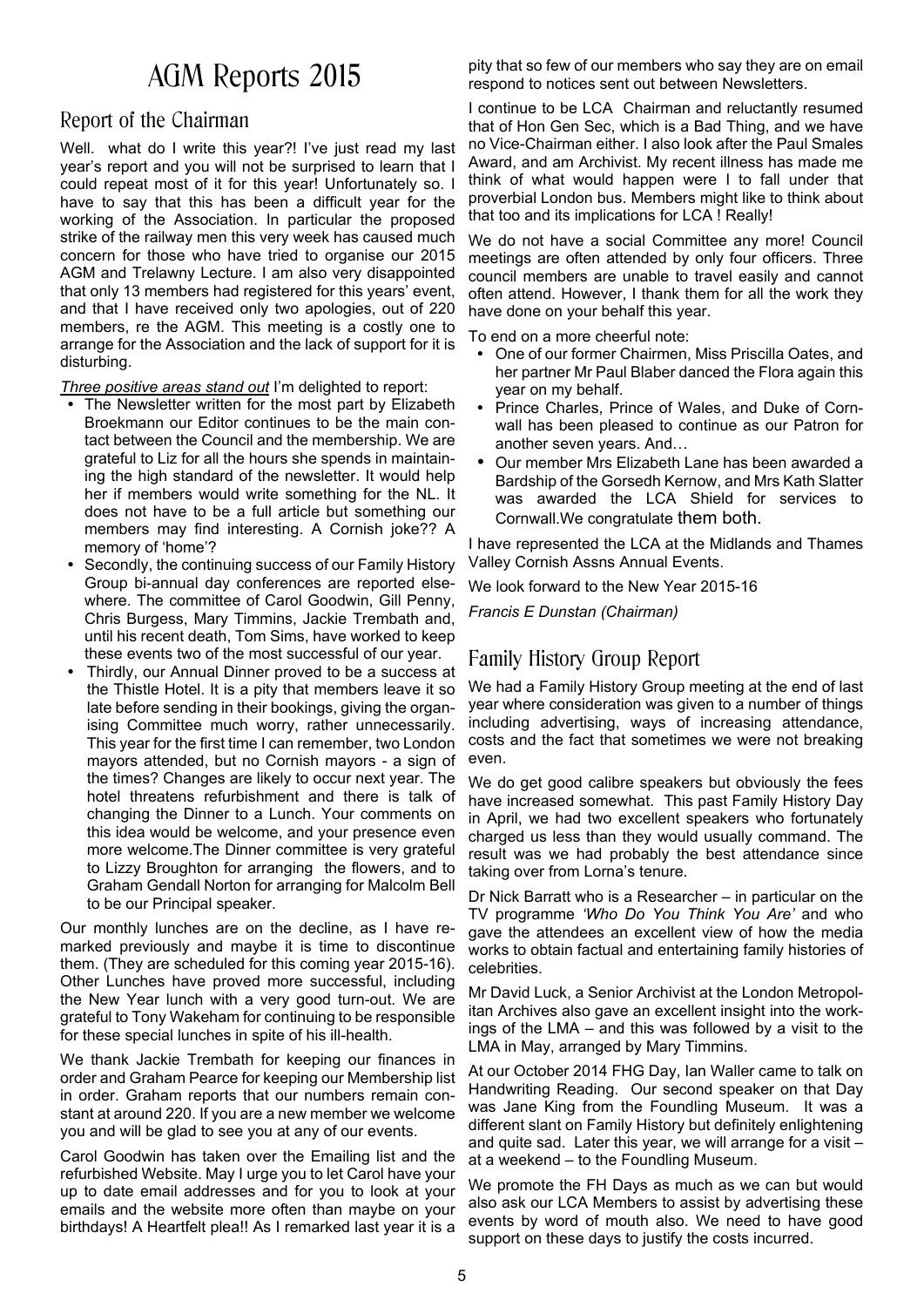# AGM Reports 2015

## Report of the Chairman

Well. what do I write this year?! I've just read my last year's report and you will not be surprised to learn that I could repeat most of it for this year! Unfortunately so. I have to say that this has been a difficult year for the working of the Association. In particular the proposed strike of the railway men this very week has caused much concern for those who have tried to organise our 2015 AGM and Trelawny Lecture. I am also very disappointed that only 13 members had registered for this years' event, and that I have received only two apologies, out of 220 members, re the AGM. This meeting is a costly one to arrange for the Association and the lack of support for it is disturbing.

*Three positive areas stand out* I'm delighted to report:

- The Newsletter written for the most part by Elizabeth Broekmann our Editor continues to be the main contact between the Council and the membership. We are grateful to Liz for all the hours she spends in maintaining the high standard of the newsletter. It would help her if members would write something for the NL. It does not have to be a full article but something our members may find interesting. A Cornish joke?? A memory of 'home'?
- Secondly, the continuing success of our Family History Group bi-annual day conferences are reported elsewhere. The committee of Carol Goodwin, Gill Penny, Chris Burgess, Mary Timmins, Jackie Trembath and, until his recent death, Tom Sims, have worked to keep these events two of the most successful of our year.
- Thirdly, our Annual Dinner proved to be a success at the Thistle Hotel. It is a pity that members leave it so late before sending in their bookings, giving the organising Committee much worry, rather unnecessarily. This year for the first time I can remember, two London mayors attended, but no Cornish mayors - a sign of the times? Changes are likely to occur next year. The hotel threatens refurbishment and there is talk of changing the Dinner to a Lunch. Your comments on this idea would be welcome, and your presence even more welcome.The Dinner committee is very grateful to Lizzy Broughton for arranging the flowers, and to Graham Gendall Norton for arranging for Malcolm Bell to be our Principal speaker.

Our monthly lunches are on the decline, as I have remarked previously and maybe it is time to discontinue them. (They are scheduled for this coming year 2015-16). Other Lunches have proved more successful, including the New Year lunch with a very good turn-out. We are grateful to Tony Wakeham for continuing to be responsible for these special lunches in spite of his ill-health.

We thank Jackie Trembath for keeping our finances in order and Graham Pearce for keeping our Membership list in order. Graham reports that our numbers remain constant at around 220. If you are a new member we welcome you and will be glad to see you at any of our events.

Carol Goodwin has taken over the Emailing list and the refurbished Website. May I urge you to let Carol have your up to date email addresses and for you to look at your emails and the website more often than maybe on your birthdays! A Heartfelt plea!! As I remarked last year it is a pity that so few of our members who say they are on email respond to notices sent out between Newsletters.

I continue to be LCA Chairman and reluctantly resumed that of Hon Gen Sec, which is a Bad Thing, and we have no Vice-Chairman either. I also look after the Paul Smales Award, and am Archivist. My recent illness has made me think of what would happen were I to fall under that proverbial London bus. Members might like to think about that too and its implications for LCA ! Really!

We do not have a social Committee any more! Council meetings are often attended by only four officers. Three council members are unable to travel easily and cannot often attend. However, I thank them for all the work they have done on your behalf this year.

To end on a more cheerful note:

- One of our former Chairmen, Miss Priscilla Oates, and her partner Mr Paul Blaber danced the Flora again this year on my behalf.
- Prince Charles, Prince of Wales, and Duke of Cornwall has been pleased to continue as our Patron for another seven years. And…
- Our member Mrs Elizabeth Lane has been awarded a Bardship of the Gorsedh Kernow, and Mrs Kath Slatter was awarded the LCA Shield for services to Cornwall.We congratulate them both.

I have represented the LCA at the Midlands and Thames Valley Cornish Assns Annual Events.

We look forward to the New Year 2015-16

*Francis E Dunstan (Chairman)*

## Family History Group Report

We had a Family History Group meeting at the end of last year where consideration was given to a number of things including advertising, ways of increasing attendance, costs and the fact that sometimes we were not breaking even.

We do get good calibre speakers but obviously the fees have increased somewhat. This past Family History Day in April, we had two excellent speakers who fortunately charged us less than they would usually command. The result was we had probably the best attendance since taking over from Lorna's tenure.

Dr Nick Barratt who is a Researcher – in particular on the TV programme *'Who Do You Think You Are'* and who gave the attendees an excellent view of how the media works to obtain factual and entertaining family histories of celebrities.

Mr David Luck, a Senior Archivist at the London Metropolitan Archives also gave an excellent insight into the workings of the LMA – and this was followed by a visit to the LMA in May, arranged by Mary Timmins.

At our October 2014 FHG Day, Ian Waller came to talk on Handwriting Reading. Our second speaker on that Day was Jane King from the Foundling Museum. It was a different slant on Family History but definitely enlightening and quite sad. Later this year, we will arrange for a visit – at a weekend – to the Foundling Museum.

We promote the FH Days as much as we can but would also ask our LCA Members to assist by advertising these events by word of mouth also. We need to have good support on these days to justify the costs incurred.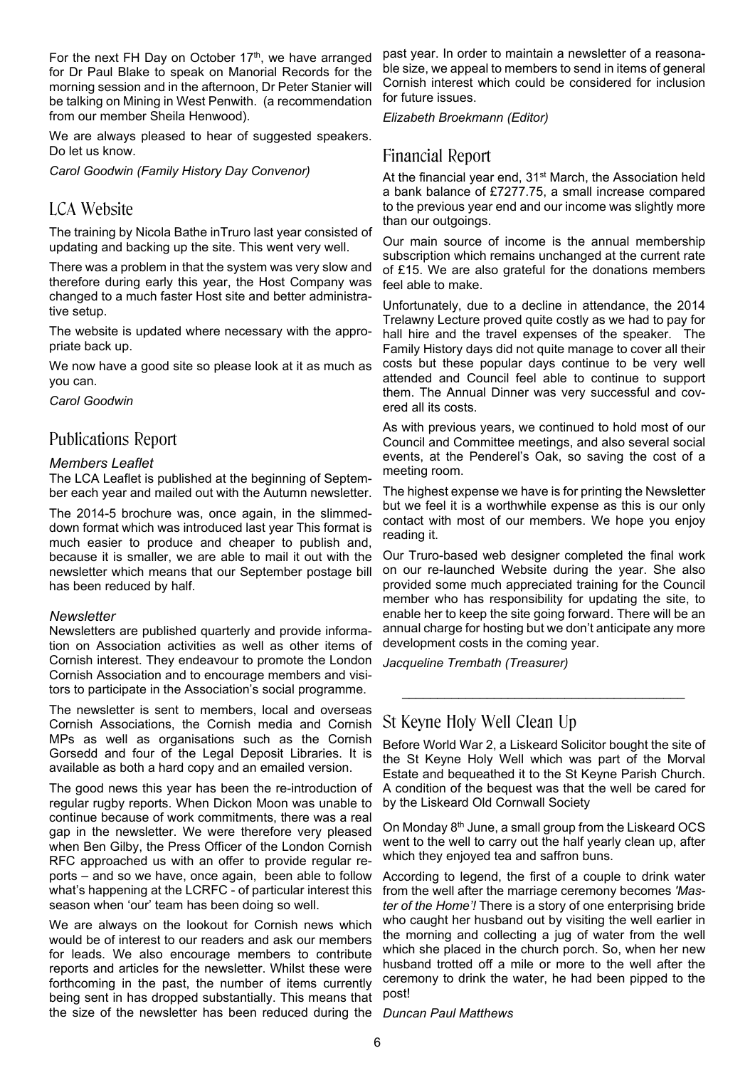For the next FH Day on October 17th, we have arranged for Dr Paul Blake to speak on Manorial Records for the morning session and in the afternoon, Dr Peter Stanier will be talking on Mining in West Penwith. (a recommendation from our member Sheila Henwood).

We are always pleased to hear of suggested speakers. Do let us know.

*Carol Goodwin (Family History Day Convenor)*

## LCA Website

The training by Nicola Bathe inTruro last year consisted of updating and backing up the site. This went very well.

There was a problem in that the system was very slow and therefore during early this year, the Host Company was changed to a much faster Host site and better administrative setup.

The website is updated where necessary with the appropriate back up.

We now have a good site so please look at it as much as you can.

*Carol Goodwin*

## Publications Report

### *Members Leaflet*

The LCA Leaflet is published at the beginning of September each year and mailed out with the Autumn newsletter.

The 2014-5 brochure was, once again, in the slimmed-down format which was introduced last year This format is much easier to produce and cheaper to publish and, because it is smaller, we are able to mail it out with the newsletter which means that our September postage bill has been reduced by half.

### *Newsletter*

Newsletters are published quarterly and provide information on Association activities as well as other items of Cornish interest. They endeavour to promote the London Cornish Association and to encourage members and visitors to participate in the Association's social programme.

The newsletter is sent to members, local and overseas Cornish Associations, the Cornish media and Cornish MPs as well as organisations such as the Cornish Gorsedd and four of the Legal Deposit Libraries. It is available as both a hard copy and an emailed version.

The good news this year has been the re-introduction of regular rugby reports. When Dickon Moon was unable to continue because of work commitments, there was a real gap in the newsletter. We were therefore very pleased when Ben Gilby, the Press Officer of the London Cornish RFC approached us with an offer to provide regular reports – and so we have, once again, been able to follow what's happening at the LCRFC - of particular interest this season when 'our' team has been doing so well.

We are always on the lookout for Cornish news which would be of interest to our readers and ask our members for leads. We also encourage members to contribute reports and articles for the newsletter. Whilst these were forthcoming in the past, the number of items currently being sent in has dropped substantially. This means that the size of the newsletter has been reduced during the past year. In order to maintain a newsletter of a reasonable size, we appeal to members to send in items of general Cornish interest which could be considered for inclusion for future issues.

*Elizabeth Broekmann (Editor)*

## Financial Report

At the financial year end, 31st March, the Association held a bank balance of £7277.75, a small increase compared to the previous year end and our income was slightly more than our outgoings.

Our main source of income is the annual membership subscription which remains unchanged at the current rate of £15. We are also grateful for the donations members feel able to make.

Unfortunately, due to a decline in attendance, the 2014 Trelawny Lecture proved quite costly as we had to pay for hall hire and the travel expenses of the speaker. The Family History days did not quite manage to cover all their costs but these popular days continue to be very well attended and Council feel able to continue to support them. The Annual Dinner was very successful and covered all its costs.

As with previous years, we continued to hold most of our Council and Committee meetings, and also several social events, at the Penderel's Oak, so saving the cost of a meeting room.

The highest expense we have is for printing the Newsletter but we feel it is a worthwhile expense as this is our only contact with most of our members. We hope you enjoy reading it.

Our Truro-based web designer completed the final work on our re-launched Website during the year. She also provided some much appreciated training for the Council member who has responsibility for updating the site, to enable her to keep the site going forward. There will be an annual charge for hosting but we don't anticipate any more development costs in the coming year.

*Jacqueline Trembath (Treasurer)*

---

## St Keyne Holy Well Clean Up

Before World War 2, a Liskeard Solicitor bought the site of the St Keyne Holy Well which was part of the Morval Estate and bequeathed it to the St Keyne Parish Church. A condition of the bequest was that the well be cared for by the Liskeard Old Cornwall Society

On Monday 8th June, a small group from the Liskeard OCS went to the well to carry out the half yearly clean up, after which they enjoyed tea and saffron buns.

According to legend, the first of a couple to drink water from the well after the marriage ceremony becomes *'Master of the Home'!* There is a story of one enterprising bride who caught her husband out by visiting the well earlier in the morning and collecting a jug of water from the well which she placed in the church porch. So, when her new husband trotted off a mile or more to the well after the ceremony to drink the water, he had been pipped to the post!

*Duncan Paul Matthews*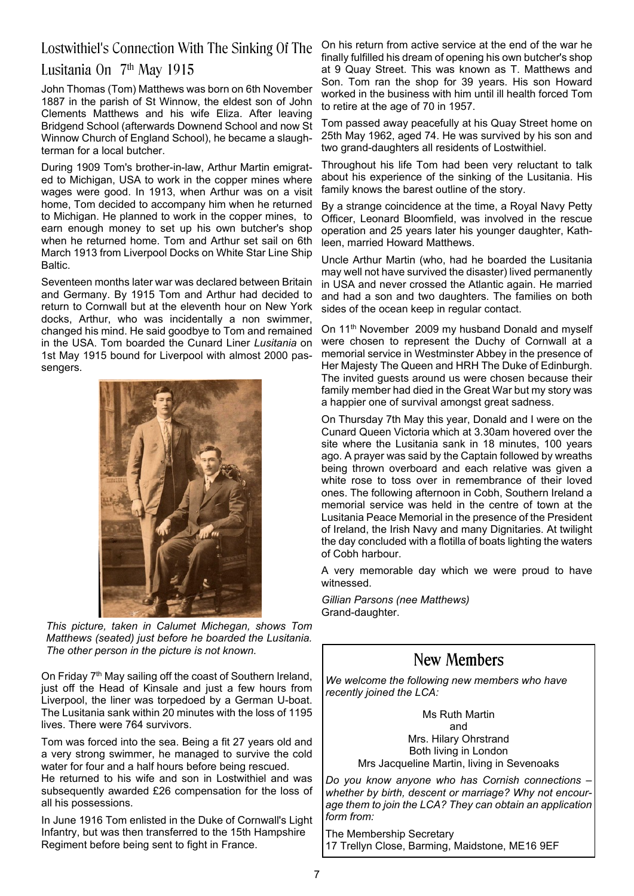## Lostwithiel's Connection With The Sinking Of The Lusitania On 7th May 1915

John Thomas (Tom) Matthews was born on 6th November 1887 in the parish of St Winnow, the eldest son of John Clements Matthews and his wife Eliza. After leaving Bridgend School (afterwards Downend School and now St Winnow Church of England School), he became a slaughterman for a local butcher.

During 1909 Tom's brother-in-law, Arthur Martin emigrated to Michigan, USA to work in the copper mines where wages were good. In 1913, when Arthur was on a visit home, Tom decided to accompany him when he returned to Michigan. He planned to work in the copper mines, to earn enough money to set up his own butcher's shop when he returned home. Tom and Arthur set sail on 6th March 1913 from Liverpool Docks on White Star Line Ship Baltic.

Seventeen months later war was declared between Britain and Germany. By 1915 Tom and Arthur had decided to return to Cornwall but at the eleventh hour on New York docks, Arthur, who was incidentally a non swimmer, changed his mind. He said goodbye to Tom and remained in the USA. Tom boarded the Cunard Liner *Lusitania* on 1st May 1915 bound for Liverpool with almost 2000 passengers.

*This picture, taken in Calumet Michegan, shows Tom Matthews (seated) just before he boarded the Lusitania. The other person in the picture is not known.*

On Friday 7th May sailing off the coast of Southern Ireland, just off the Head of Kinsale and just a few hours from Liverpool, the liner was torpedoed by a German U-boat. The Lusitania sank within 20 minutes with the loss of 1195 lives. There were 764 survivors.

Tom was forced into the sea. Being a fit 27 years old and a very strong swimmer, he managed to survive the cold water for four and a half hours before being rescued. He returned to his wife and son in Lostwithiel and was subsequently awarded £26 compensation for the loss of all his possessions.

In June 1916 Tom enlisted in the Duke of Cornwall's Light Infantry, but was then transferred to the 15th Hampshire Regiment before being sent to fight in France.

On his return from active service at the end of the war he finally fulfilled his dream of opening his own butcher's shop at 9 Quay Street. This was known as T. Matthews and Son. Tom ran the shop for 39 years. His son Howard worked in the business with him until ill health forced Tom to retire at the age of 70 in 1957.

Tom passed away peacefully at his Quay Street home on 25th May 1962, aged 74. He was survived by his son and two grand-daughters all residents of Lostwithiel.

Throughout his life Tom had been very reluctant to talk about his experience of the sinking of the Lusitania. His family knows the barest outline of the story.

By a strange coincidence at the time, a Royal Navy Petty Officer, Leonard Bloomfield, was involved in the rescue operation and 25 years later his younger daughter, Kathleen, married Howard Matthews.

Uncle Arthur Martin (who, had he boarded the Lusitania may well not have survived the disaster) lived permanently in USA and never crossed the Atlantic again. He married and had a son and two daughters. The families on both sides of the ocean keep in regular contact.

On 11th November 2009 my husband Donald and myself were chosen to represent the Duchy of Cornwall at a memorial service in Westminster Abbey in the presence of Her Majesty The Queen and HRH The Duke of Edinburgh. The invited guests around us were chosen because their family member had died in the Great War but my story was a happier one of survival amongst great sadness.

On Thursday 7th May this year, Donald and I were on the Cunard Queen Victoria which at 3.30am hovered over the site where the Lusitania sank in 18 minutes, 100 years ago. A prayer was said by the Captain followed by wreaths being thrown overboard and each relative was given a white rose to toss over in remembrance of their loved ones. The following afternoon in Cobh, Southern Ireland a memorial service was held in the centre of town at the Lusitania Peace Memorial in the presence of the President of Ireland, the Irish Navy and many Dignitaries. At twilight the day concluded with a flotilla of boats lighting the waters of Cobh harbour.

A very memorable day which we were proud to have witnessed.

*Gillian Parsons (nee Matthews)*
Grand-daughter.

## New Members

*We welcome the following new members who have recently joined the LCA:*

Ms Ruth Martin
and
Mrs. Hilary Ohrstrand
Both living in London
Mrs Jacqueline Martin, living in Sevenoaks

*Do you know anyone who has Cornish connections – whether by birth, descent or marriage? Why not encourage them to join the LCA? They can obtain an application form from:*

The Membership Secretary
17 Trellyn Close, Barming, Maidstone, ME16 9EF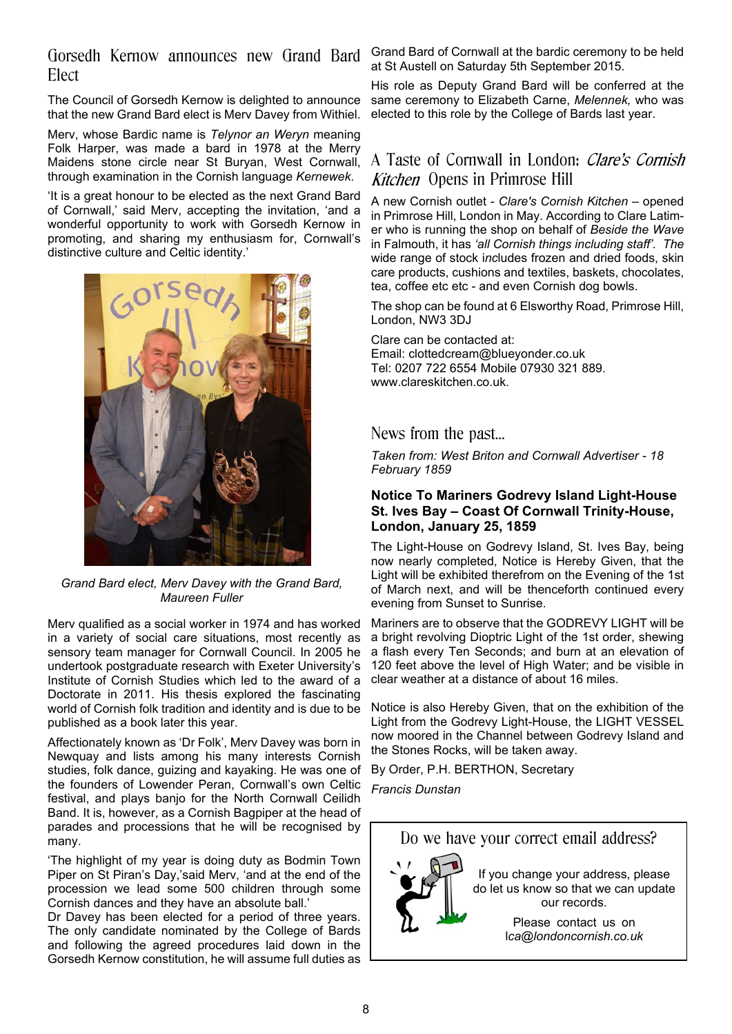## Gorsedh Kernow announces new Grand Bard Elect

The Council of Gorsedh Kernow is delighted to announce that the new Grand Bard elect is Merv Davey from Withiel.

Merv, whose Bardic name is *Telynor an Weryn* meaning Folk Harper, was made a bard in 1978 at the Merry Maidens stone circle near St Buryan, West Cornwall, through examination in the Cornish language *Kernewek*.

'It is a great honour to be elected as the next Grand Bard of Cornwall,' said Merv, accepting the invitation, 'and a wonderful opportunity to work with Gorsedh Kernow in promoting, and sharing my enthusiasm for, Cornwall's distinctive culture and Celtic identity.'

*Grand Bard elect, Merv Davey with the Grand Bard, Maureen Fuller*

Merv qualified as a social worker in 1974 and has worked in a variety of social care situations, most recently as sensory team manager for Cornwall Council. In 2005 he undertook postgraduate research with Exeter University's Institute of Cornish Studies which led to the award of a Doctorate in 2011. His thesis explored the fascinating world of Cornish folk tradition and identity and is due to be published as a book later this year.

Affectionately known as 'Dr Folk', Merv Davey was born in Newquay and lists among his many interests Cornish studies, folk dance, guizing and kayaking. He was one of the founders of Lowender Peran, Cornwall's own Celtic festival, and plays banjo for the North Cornwall Ceilidh Band. It is, however, as a Cornish Bagpiper at the head of parades and processions that he will be recognised by many.

'The highlight of my year is doing duty as Bodmin Town Piper on St Piran's Day,'said Merv, 'and at the end of the procession we lead some 500 children through some Cornish dances and they have an absolute ball.'

Dr Davey has been elected for a period of three years. The only candidate nominated by the College of Bards and following the agreed procedures laid down in the Gorsedh Kernow constitution, he will assume full duties as Grand Bard of Cornwall at the bardic ceremony to be held at St Austell on Saturday 5th September 2015.

His role as Deputy Grand Bard will be conferred at the same ceremony to Elizabeth Carne, *Melennek,* who was elected to this role by the College of Bards last year.

## A Taste of Cornwall in London: *Clare's Cornish Kitchen* Opens in Primrose Hill

A new Cornish outlet - *Clare's Cornish Kitchen* – opened in Primrose Hill, London in May. According to Clare Latimer who is running the shop on behalf of *Beside the Wave* in Falmouth, it has *'all Cornish things including staff'. The* wide range of stock includes frozen and dried foods, skin care products, cushions and textiles, baskets, chocolates, tea, coffee etc etc - and even Cornish dog bowls.

The shop can be found at 6 Elsworthy Road, Primrose Hill, London, NW3 3DJ

Clare can be contacted at:
Email: clottedcream@blueyonder.co.uk
Tel: 0207 722 6554 Mobile 07930 321 889.
www.clareskitchen.co.uk.

## News from the past...

*Taken from: West Briton and Cornwall Advertiser - 18 February 1859*

### Notice To Mariners Godrevy Island Light-House St. Ives Bay – Coast Of Cornwall Trinity-House, London, January 25, 1859

The Light-House on Godrevy Island, St. Ives Bay, being now nearly completed, Notice is Hereby Given, that the Light will be exhibited therefrom on the Evening of the 1st of March next, and will be thenceforth continued every evening from Sunset to Sunrise.

Mariners are to observe that the GODREVY LIGHT will be a bright revolving Dioptric Light of the 1st order, shewing a flash every Ten Seconds; and burn at an elevation of 120 feet above the level of High Water; and be visible in clear weather at a distance of about 16 miles.

Notice is also Hereby Given, that on the exhibition of the Light from the Godrevy Light-House, the LIGHT VESSEL now moored in the Channel between Godrevy Island and the Stones Rocks, will be taken away.

By Order, P.H. BERTHON, Secretary

*Francis Dunstan*

## Do we have your correct email address?

If you change your address, please do let us know so that we can update our records.

Please contact us on *lca@londoncornish.co.uk*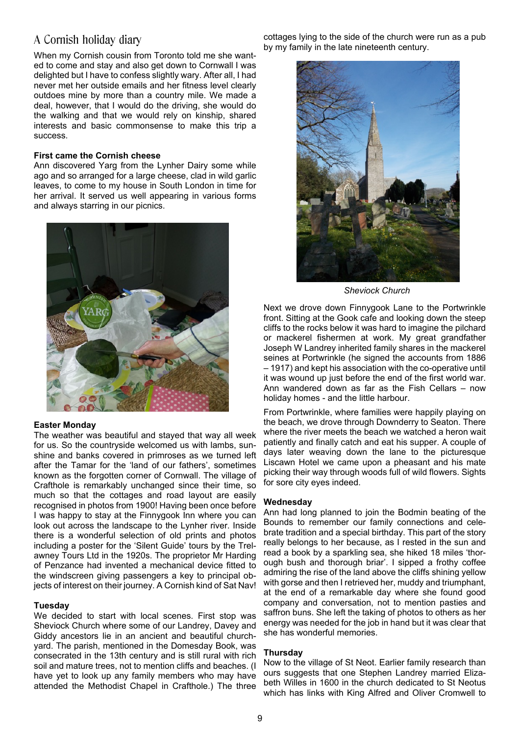## A Cornish holiday diary

When my Cornish cousin from Toronto told me she wanted to come and stay and also get down to Cornwall I was delighted but I have to confess slightly wary. After all, I had never met her outside emails and her fitness level clearly outdoes mine by more than a country mile. We made a deal, however, that I would do the driving, she would do the walking and that we would rely on kinship, shared interests and basic commonsense to make this trip a success.

**First came the Cornish cheese**

Ann discovered Yarg from the Lynher Dairy some while ago and so arranged for a large cheese, clad in wild garlic leaves, to come to my house in South London in time for her arrival. It served us well appearing in various forms and always starring in our picnics.

**Easter Monday**

The weather was beautiful and stayed that way all week for us. So the countryside welcomed us with lambs, sunshine and banks covered in primroses as we turned left after the Tamar for the 'land of our fathers', sometimes known as the forgotten corner of Cornwall. The village of Crafthole is remarkably unchanged since their time, so much so that the cottages and road layout are easily recognised in photos from 1900! Having been once before I was happy to stay at the Finnygook Inn where you can look out across the landscape to the Lynher river. Inside there is a wonderful selection of old prints and photos including a poster for the 'Silent Guide' tours by the Trelawney Tours Ltd in the 1920s. The proprietor Mr Harding of Penzance had invented a mechanical device fitted to the windscreen giving passengers a key to principal objects of interest on their journey. A Cornish kind of Sat Nav!

**Tuesday**

We decided to start with local scenes. First stop was Sheviock Church where some of our Landrey, Davey and Giddy ancestors lie in an ancient and beautiful churchyard. The parish, mentioned in the Domesday Book, was consecrated in the 13th century and is still rural with rich soil and mature trees, not to mention cliffs and beaches. (I have yet to look up any family members who may have attended the Methodist Chapel in Crafthole.) The three cottages lying to the side of the church were run as a pub by my family in the late nineteenth century.

*Sheviock Church*

Next we drove down Finnygook Lane to the Portwrinkle front. Sitting at the Gook cafe and looking down the steep cliffs to the rocks below it was hard to imagine the pilchard or mackerel fishermen at work. My great grandfather Joseph W Landrey inherited family shares in the mackerel seines at Portwrinkle (he signed the accounts from 1886 – 1917) and kept his association with the co-operative until it was wound up just before the end of the first world war. Ann wandered down as far as the Fish Cellars – now holiday homes - and the little harbour.

From Portwrinkle, where families were happily playing on the beach, we drove through Downderry to Seaton. There where the river meets the beach we watched a heron wait patiently and finally catch and eat his supper. A couple of days later weaving down the lane to the picturesque Liscawn Hotel we came upon a pheasant and his mate picking their way through woods full of wild flowers. Sights for sore city eyes indeed.

**Wednesday**

Ann had long planned to join the Bodmin beating of the Bounds to remember our family connections and celebrate tradition and a special birthday. This part of the story really belongs to her because, as I rested in the sun and read a book by a sparkling sea, she hiked 18 miles 'thorough bush and thorough briar'. I sipped a frothy coffee admiring the rise of the land above the cliffs shining yellow with gorse and then I retrieved her, muddy and triumphant, at the end of a remarkable day where she found good company and conversation, not to mention pasties and saffron buns. She left the taking of photos to others as her energy was needed for the job in hand but it was clear that she has wonderful memories.

**Thursday**

Now to the village of St Neot. Earlier family research than ours suggests that one Stephen Landrey married Elizabeth Willes in 1600 in the church dedicated to St Neotus which has links with King Alfred and Oliver Cromwell to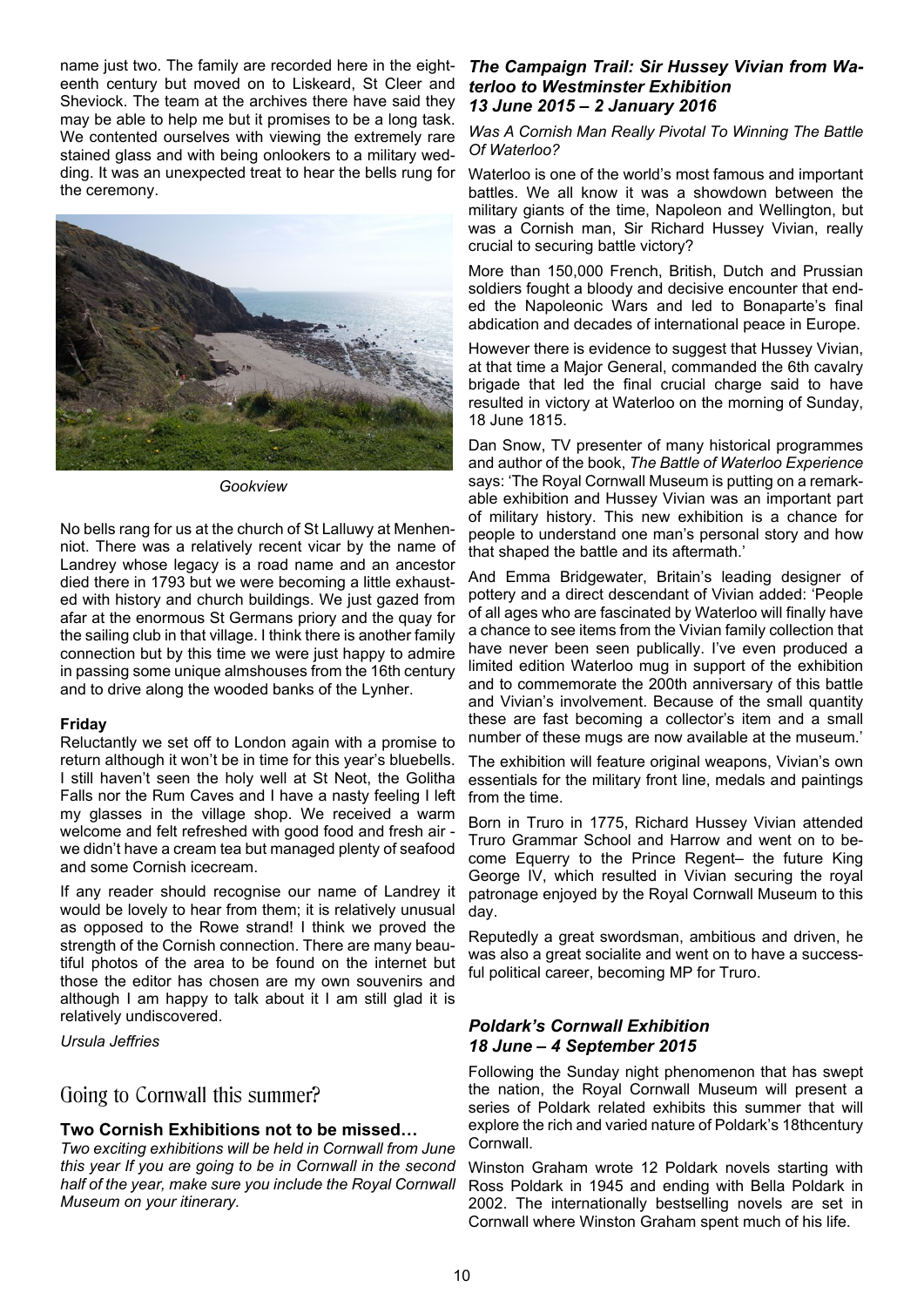name just two. The family are recorded here in the eighteenth century but moved on to Liskeard, St Cleer and Sheviock. The team at the archives there have said they may be able to help me but it promises to be a long task. We contented ourselves with viewing the extremely rare stained glass and with being onlookers to a military wedding. It was an unexpected treat to hear the bells rung for the ceremony.

*Gookview*

No bells rang for us at the church of St Lalluwy at Menheniot. There was a relatively recent vicar by the name of Landrey whose legacy is a road name and an ancestor died there in 1793 but we were becoming a little exhausted with history and church buildings. We just gazed from afar at the enormous St Germans priory and the quay for the sailing club in that village. I think there is another family connection but by this time we were just happy to admire in passing some unique almshouses from the 16th century and to drive along the wooded banks of the Lynher.

**Friday**

Reluctantly we set off to London again with a promise to return although it won't be in time for this year's bluebells. I still haven't seen the holy well at St Neot, the Golitha Falls nor the Rum Caves and I have a nasty feeling I left my glasses in the village shop. We received a warm welcome and felt refreshed with good food and fresh air - we didn't have a cream tea but managed plenty of seafood and some Cornish icecream.

If any reader should recognise our name of Landrey it would be lovely to hear from them; it is relatively unusual as opposed to the Rowe strand! I think we proved the strength of the Cornish connection. There are many beautiful photos of the area to be found on the internet but those the editor has chosen are my own souvenirs and although I am happy to talk about it I am still glad it is relatively undiscovered.

*Ursula Jeffries*

## Going to Cornwall this summer?

**Two Cornish Exhibitions not to be missed…**

*Two exciting exhibitions will be held in Cornwall from June this year If you are going to be in Cornwall in the second half of the year, make sure you include the Royal Cornwall Museum on your itinerary.*

### *The Campaign Trail: Sir Hussey Vivian from Waterloo to Westminster Exhibition 13 June 2015 – 2 January 2016*

*Was A Cornish Man Really Pivotal To Winning The Battle Of Waterloo?*

Waterloo is one of the world's most famous and important battles. We all know it was a showdown between the military giants of the time, Napoleon and Wellington, but was a Cornish man, Sir Richard Hussey Vivian, really crucial to securing battle victory?

More than 150,000 French, British, Dutch and Prussian soldiers fought a bloody and decisive encounter that ended the Napoleonic Wars and led to Bonaparte's final abdication and decades of international peace in Europe.

However there is evidence to suggest that Hussey Vivian, at that time a Major General, commanded the 6th cavalry brigade that led the final crucial charge said to have resulted in victory at Waterloo on the morning of Sunday, 18 June 1815.

Dan Snow, TV presenter of many historical programmes and author of the book, *The Battle of Waterloo Experience* says: 'The Royal Cornwall Museum is putting on a remarkable exhibition and Hussey Vivian was an important part of military history. This new exhibition is a chance for people to understand one man's personal story and how that shaped the battle and its aftermath.'

And Emma Bridgewater, Britain's leading designer of pottery and a direct descendant of Vivian added: 'People of all ages who are fascinated by Waterloo will finally have a chance to see items from the Vivian family collection that have never been seen publically. I've even produced a limited edition Waterloo mug in support of the exhibition and to commemorate the 200th anniversary of this battle and Vivian's involvement. Because of the small quantity these are fast becoming a collector's item and a small number of these mugs are now available at the museum.'

The exhibition will feature original weapons, Vivian's own essentials for the military front line, medals and paintings from the time.

Born in Truro in 1775, Richard Hussey Vivian attended Truro Grammar School and Harrow and went on to become Equerry to the Prince Regent– the future King George IV, which resulted in Vivian securing the royal patronage enjoyed by the Royal Cornwall Museum to this day.

Reputedly a great swordsman, ambitious and driven, he was also a great socialite and went on to have a successful political career, becoming MP for Truro.

### *Poldark's Cornwall Exhibition 18 June – 4 September 2015*

Following the Sunday night phenomenon that has swept the nation, the Royal Cornwall Museum will present a series of Poldark related exhibits this summer that will explore the rich and varied nature of Poldark's 18thcentury Cornwall.

Winston Graham wrote 12 Poldark novels starting with Ross Poldark in 1945 and ending with Bella Poldark in 2002. The internationally bestselling novels are set in Cornwall where Winston Graham spent much of his life.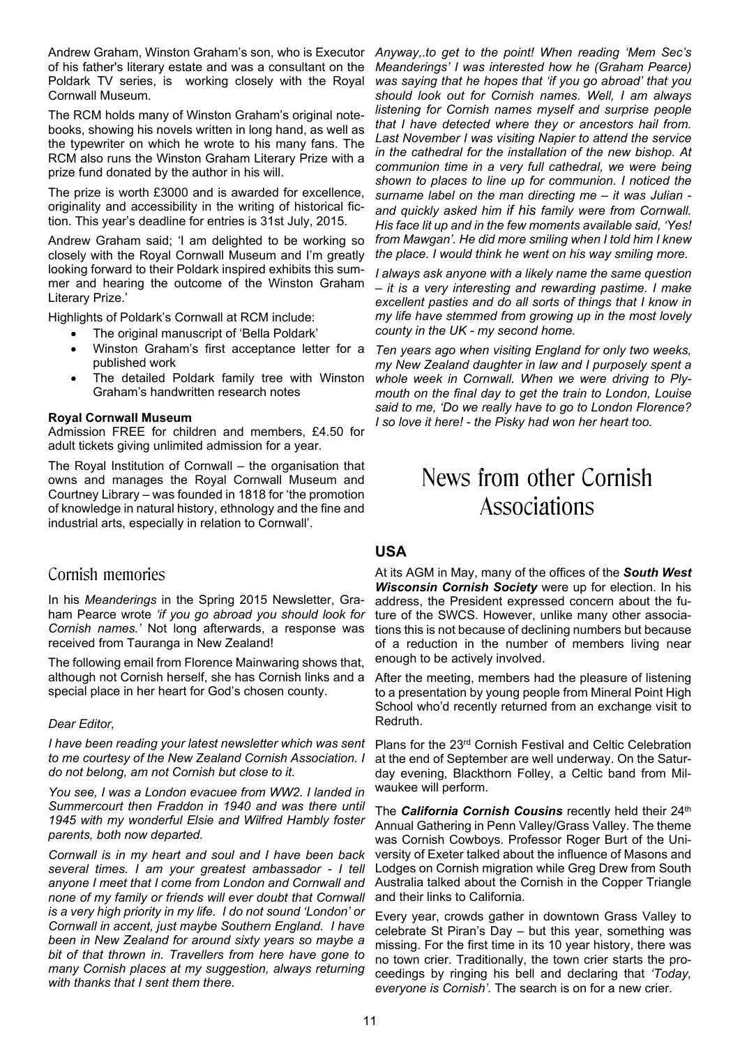Andrew Graham, Winston Graham's son, who is Executor of his father's literary estate and was a consultant on the Poldark TV series, is working closely with the Royal Cornwall Museum.

The RCM holds many of Winston Graham's original notebooks, showing his novels written in long hand, as well as the typewriter on which he wrote to his many fans. The RCM also runs the Winston Graham Literary Prize with a prize fund donated by the author in his will.

The prize is worth £3000 and is awarded for excellence, originality and accessibility in the writing of historical fiction. This year's deadline for entries is 31st July, 2015.

Andrew Graham said; 'I am delighted to be working so closely with the Royal Cornwall Museum and I'm greatly looking forward to their Poldark inspired exhibits this summer and hearing the outcome of the Winston Graham Literary Prize.'

Highlights of Poldark's Cornwall at RCM include:

- The original manuscript of 'Bella Poldark'
- Winston Graham's first acceptance letter for a published work
- The detailed Poldark family tree with Winston Graham's handwritten research notes

**Royal Cornwall Museum**
Admission FREE for children and members, £4.50 for adult tickets giving unlimited admission for a year.

The Royal Institution of Cornwall – the organisation that owns and manages the Royal Cornwall Museum and Courtney Library – was founded in 1818 for 'the promotion of knowledge in natural history, ethnology and the fine and industrial arts, especially in relation to Cornwall'.

## Cornish memories

In his *Meanderings* in the Spring 2015 Newsletter, Graham Pearce wrote *'if you go abroad you should look for Cornish names.'* Not long afterwards, a response was received from Tauranga in New Zealand!

The following email from Florence Mainwaring shows that, although not Cornish herself, she has Cornish links and a special place in her heart for God's chosen county.

*Dear Editor,*

*I have been reading your latest newsletter which was sent to me courtesy of the New Zealand Cornish Association. I do not belong, am not Cornish but close to it.*

*You see, I was a London evacuee from WW2. I landed in Summercourt then Fraddon in 1940 and was there until 1945 with my wonderful Elsie and Wilfred Hambly foster parents, both now departed.*

*Cornwall is in my heart and soul and I have been back several times. I am your greatest ambassador - I tell anyone I meet that I come from London and Cornwall and none of my family or friends will ever doubt that Cornwall is a very high priority in my life. I do not sound 'London' or Cornwall in accent, just maybe Southern England. I have been in New Zealand for around sixty years so maybe a bit of that thrown in. Travellers from here have gone to many Cornish places at my suggestion, always returning with thanks that I sent them there.*

*Anyway,.to get to the point! When reading 'Mem Sec's Meanderings' I was interested how he (Graham Pearce) was saying that he hopes that 'if you go abroad' that you should look out for Cornish names. Well, I am always listening for Cornish names myself and surprise people that I have detected where they or ancestors hail from. Last November I was visiting Napier to attend the service in the cathedral for the installation of the new bishop. At communion time in a very full cathedral, we were being shown to places to line up for communion. I noticed the surname label on the man directing me – it was Julian - and quickly asked him if his family were from Cornwall. His face lit up and in the few moments available said, 'Yes! from Mawgan'. He did more smiling when I told him I knew the place. I would think he went on his way smiling more.*

*I always ask anyone with a likely name the same question – it is a very interesting and rewarding pastime. I make excellent pasties and do all sorts of things that I know in my life have stemmed from growing up in the most lovely county in the UK - my second home.*

*Ten years ago when visiting England for only two weeks, my New Zealand daughter in law and I purposely spent a whole week in Cornwall. When we were driving to Plymouth on the final day to get the train to London, Louise said to me, 'Do we really have to go to London Florence? I so love it here! - the Pisky had won her heart too.*

# News from other Cornish Associations

### USA

At its AGM in May, many of the offices of the ***South West Wisconsin Cornish Society*** were up for election. In his address, the President expressed concern about the future of the SWCS. However, unlike many other associations this is not because of declining numbers but because of a reduction in the number of members living near enough to be actively involved.

After the meeting, members had the pleasure of listening to a presentation by young people from Mineral Point High School who'd recently returned from an exchange visit to Redruth.

Plans for the 23rd Cornish Festival and Celtic Celebration at the end of September are well underway. On the Saturday evening, Blackthorn Folley, a Celtic band from Milwaukee will perform.

The ***California Cornish Cousins*** recently held their 24th Annual Gathering in Penn Valley/Grass Valley. The theme was Cornish Cowboys. Professor Roger Burt of the University of Exeter talked about the influence of Masons and Lodges on Cornish migration while Greg Drew from South Australia talked about the Cornish in the Copper Triangle and their links to California.

Every year, crowds gather in downtown Grass Valley to celebrate St Piran's Day – but this year, something was missing. For the first time in its 10 year history, there was no town crier. Traditionally, the town crier starts the proceedings by ringing his bell and declaring that *'Today, everyone is Cornish'*. The search is on for a new crier.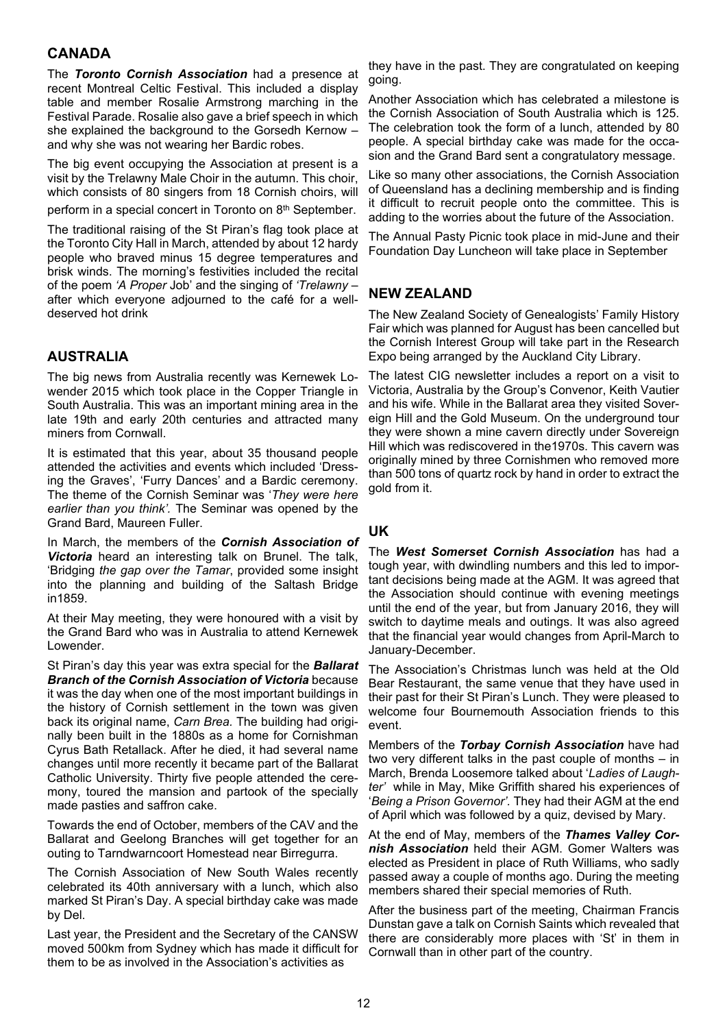## CANADA

The ***Toronto Cornish Association*** had a presence at recent Montreal Celtic Festival. This included a display table and member Rosalie Armstrong marching in the Festival Parade. Rosalie also gave a brief speech in which she explained the background to the Gorsedh Kernow – and why she was not wearing her Bardic robes.

The big event occupying the Association at present is a visit by the Trelawny Male Choir in the autumn. This choir, which consists of 80 singers from 18 Cornish choirs, will perform in a special concert in Toronto on 8th September.

The traditional raising of the St Piran's flag took place at the Toronto City Hall in March, attended by about 12 hardy people who braved minus 15 degree temperatures and brisk winds. The morning's festivities included the recital of the poem *'A Proper* Job' and the singing of *'Trelawny* – after which everyone adjourned to the café for a well-deserved hot drink

## AUSTRALIA

The big news from Australia recently was Kernewek Lowender 2015 which took place in the Copper Triangle in South Australia. This was an important mining area in the late 19th and early 20th centuries and attracted many miners from Cornwall.

It is estimated that this year, about 35 thousand people attended the activities and events which included 'Dressing the Graves', 'Furry Dances' and a Bardic ceremony. The theme of the Cornish Seminar was '*They were here earlier than you think'.* The Seminar was opened by the Grand Bard, Maureen Fuller.

In March, the members of the ***Cornish Association of Victoria*** heard an interesting talk on Brunel. The talk, 'Bridging *the gap over the Tamar*, provided some insight into the planning and building of the Saltash Bridge in1859.

At their May meeting, they were honoured with a visit by the Grand Bard who was in Australia to attend Kernewek Lowender.

St Piran's day this year was extra special for the ***Ballarat Branch of the Cornish Association of Victoria*** because it was the day when one of the most important buildings in the history of Cornish settlement in the town was given back its original name, *Carn Brea.* The building had originally been built in the 1880s as a home for Cornishman Cyrus Bath Retallack. After he died, it had several name changes until more recently it became part of the Ballarat Catholic University. Thirty five people attended the ceremony, toured the mansion and partook of the specially made pasties and saffron cake.

Towards the end of October, members of the CAV and the Ballarat and Geelong Branches will get together for an outing to Tarndwarncoort Homestead near Birregurra.

The Cornish Association of New South Wales recently celebrated its 40th anniversary with a lunch, which also marked St Piran's Day. A special birthday cake was made by Del.

Last year, the President and the Secretary of the CANSW moved 500km from Sydney which has made it difficult for them to be as involved in the Association's activities as they have in the past. They are congratulated on keeping going.

Another Association which has celebrated a milestone is the Cornish Association of South Australia which is 125. The celebration took the form of a lunch, attended by 80 people. A special birthday cake was made for the occasion and the Grand Bard sent a congratulatory message.

Like so many other associations, the Cornish Association of Queensland has a declining membership and is finding it difficult to recruit people onto the committee. This is adding to the worries about the future of the Association.

The Annual Pasty Picnic took place in mid-June and their Foundation Day Luncheon will take place in September

## NEW ZEALAND

The New Zealand Society of Genealogists' Family History Fair which was planned for August has been cancelled but the Cornish Interest Group will take part in the Research Expo being arranged by the Auckland City Library.

The latest CIG newsletter includes a report on a visit to Victoria, Australia by the Group's Convenor, Keith Vautier and his wife. While in the Ballarat area they visited Sovereign Hill and the Gold Museum. On the underground tour they were shown a mine cavern directly under Sovereign Hill which was rediscovered in the1970s. This cavern was originally mined by three Cornishmen who removed more than 500 tons of quartz rock by hand in order to extract the gold from it.

## UK

The ***West Somerset Cornish Association*** has had a tough year, with dwindling numbers and this led to important decisions being made at the AGM. It was agreed that the Association should continue with evening meetings until the end of the year, but from January 2016, they will switch to daytime meals and outings. It was also agreed that the financial year would changes from April-March to January-December.

The Association's Christmas lunch was held at the Old Bear Restaurant, the same venue that they have used in their past for their St Piran's Lunch. They were pleased to welcome four Bournemouth Association friends to this event.

Members of the ***Torbay Cornish Association*** have had two very different talks in the past couple of months – in March, Brenda Loosemore talked about '*Ladies of Laughter'* while in May, Mike Griffith shared his experiences of '*Being a Prison Governor'.* They had their AGM at the end of April which was followed by a quiz, devised by Mary.

At the end of May, members of the ***Thames Valley Cornish Association*** held their AGM. Gomer Walters was elected as President in place of Ruth Williams, who sadly passed away a couple of months ago. During the meeting members shared their special memories of Ruth.

After the business part of the meeting, Chairman Francis Dunstan gave a talk on Cornish Saints which revealed that there are considerably more places with 'St' in them in Cornwall than in other part of the country.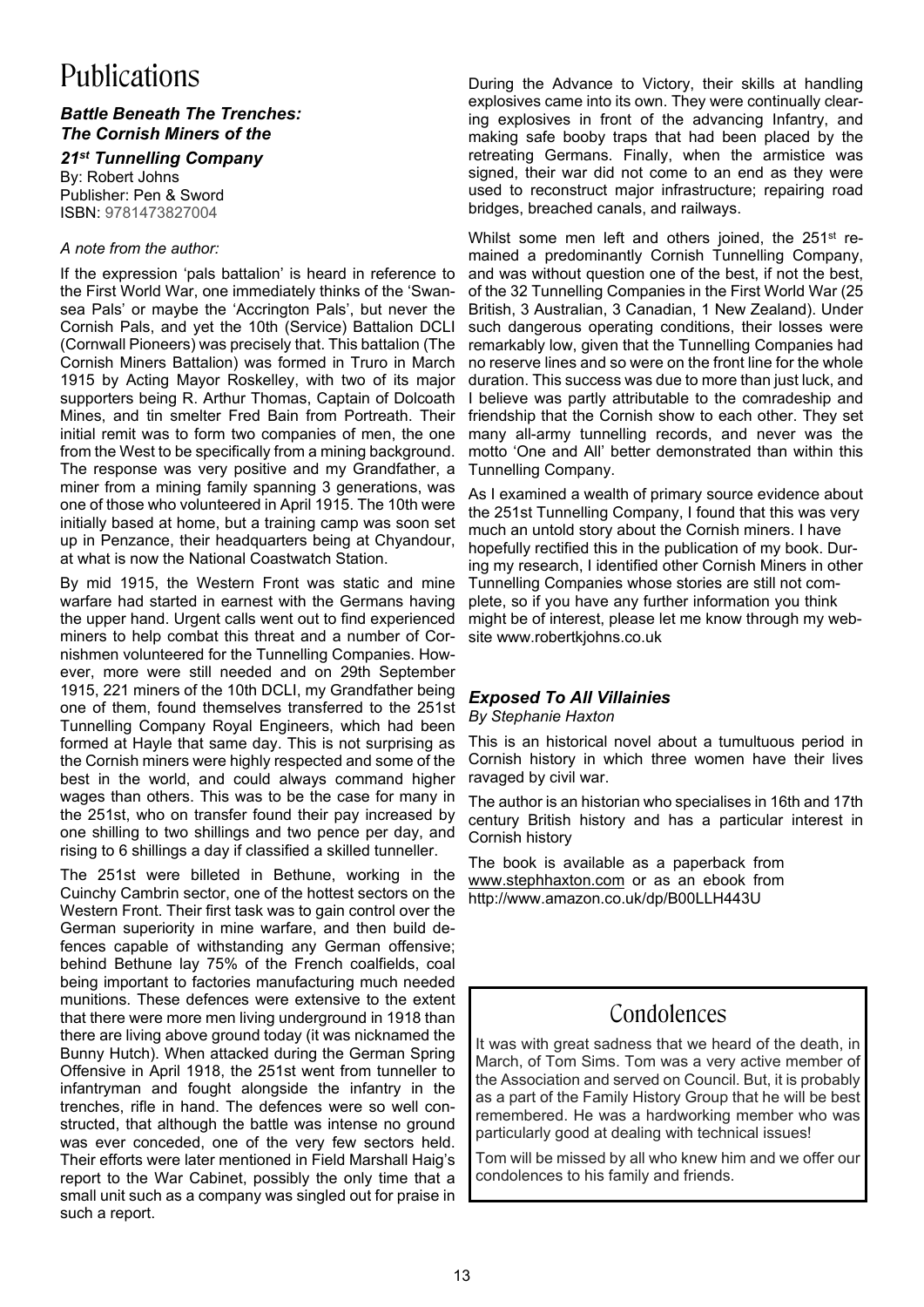# Publications

## *Battle Beneath The Trenches: The Cornish Miners of the 21st Tunnelling Company*

By: Robert Johns
Publisher: Pen & Sword
ISBN: 9781473827004

*A note from the author:*

If the expression 'pals battalion' is heard in reference to the First World War, one immediately thinks of the 'Swansea Pals' or maybe the 'Accrington Pals', but never the Cornish Pals, and yet the 10th (Service) Battalion DCLI (Cornwall Pioneers) was precisely that. This battalion (The Cornish Miners Battalion) was formed in Truro in March 1915 by Acting Mayor Roskelley, with two of its major supporters being R. Arthur Thomas, Captain of Dolcoath Mines, and tin smelter Fred Bain from Portreath. Their initial remit was to form two companies of men, the one from the West to be specifically from a mining background. The response was very positive and my Grandfather, a miner from a mining family spanning 3 generations, was one of those who volunteered in April 1915. The 10th were initially based at home, but a training camp was soon set up in Penzance, their headquarters being at Chyandour, at what is now the National Coastwatch Station.

By mid 1915, the Western Front was static and mine warfare had started in earnest with the Germans having the upper hand. Urgent calls went out to find experienced miners to help combat this threat and a number of Cornishmen volunteered for the Tunnelling Companies. However, more were still needed and on 29th September 1915, 221 miners of the 10th DCLI, my Grandfather being one of them, found themselves transferred to the 251st Tunnelling Company Royal Engineers, which had been formed at Hayle that same day. This is not surprising as the Cornish miners were highly respected and some of the best in the world, and could always command higher wages than others. This was to be the case for many in the 251st, who on transfer found their pay increased by one shilling to two shillings and two pence per day, and rising to 6 shillings a day if classified a skilled tunneller.

The 251st were billeted in Bethune, working in the Cuinchy Cambrin sector, one of the hottest sectors on the Western Front. Their first task was to gain control over the German superiority in mine warfare, and then build defences capable of withstanding any German offensive; behind Bethune lay 75% of the French coalfields, coal being important to factories manufacturing much needed munitions. These defences were extensive to the extent that there were more men living underground in 1918 than there are living above ground today (it was nicknamed the Bunny Hutch). When attacked during the German Spring Offensive in April 1918, the 251st went from tunneller to infantryman and fought alongside the infantry in the trenches, rifle in hand. The defences were so well constructed, that although the battle was intense no ground was ever conceded, one of the very few sectors held. Their efforts were later mentioned in Field Marshall Haig's report to the War Cabinet, possibly the only time that a small unit such as a company was singled out for praise in such a report.

During the Advance to Victory, their skills at handling explosives came into its own. They were continually clearing explosives in front of the advancing Infantry, and making safe booby traps that had been placed by the retreating Germans. Finally, when the armistice was signed, their war did not come to an end as they were used to reconstruct major infrastructure; repairing road bridges, breached canals, and railways.

Whilst some men left and others joined, the 251st remained a predominantly Cornish Tunnelling Company, and was without question one of the best, if not the best, of the 32 Tunnelling Companies in the First World War (25 British, 3 Australian, 3 Canadian, 1 New Zealand). Under such dangerous operating conditions, their losses were remarkably low, given that the Tunnelling Companies had no reserve lines and so were on the front line for the whole duration. This success was due to more than just luck, and I believe was partly attributable to the comradeship and friendship that the Cornish show to each other. They set many all-army tunnelling records, and never was the motto 'One and All' better demonstrated than within this Tunnelling Company.

As I examined a wealth of primary source evidence about the 251st Tunnelling Company, I found that this was very much an untold story about the Cornish miners. I have hopefully rectified this in the publication of my book. During my research, I identified other Cornish Miners in other Tunnelling Companies whose stories are still not complete, so if you have any further information you think might be of interest, please let me know through my website www.robertkjohns.co.uk

## *Exposed To All Villainies*

*By Stephanie Haxton*

This is an historical novel about a tumultuous period in Cornish history in which three women have their lives ravaged by civil war.

The author is an historian who specialises in 16th and 17th century British history and has a particular interest in Cornish history

The book is available as a paperback from www.stephhaxton.com or as an ebook from http://www.amazon.co.uk/dp/B00LLH443U

# Condolences

It was with great sadness that we heard of the death, in March, of Tom Sims. Tom was a very active member of the Association and served on Council. But, it is probably as a part of the Family History Group that he will be best remembered. He was a hardworking member who was particularly good at dealing with technical issues!

Tom will be missed by all who knew him and we offer our condolences to his family and friends.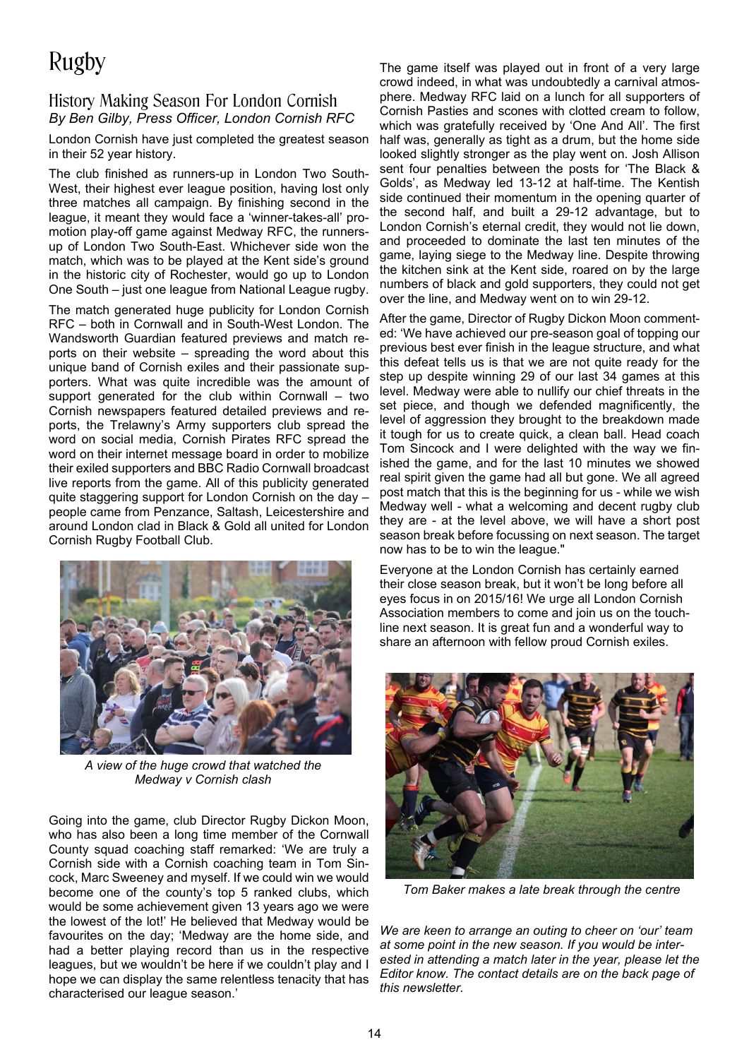# Rugby

## History Making Season For London Cornish

*By Ben Gilby, Press Officer, London Cornish RFC*

London Cornish have just completed the greatest season in their 52 year history.

The club finished as runners-up in London Two South-West, their highest ever league position, having lost only three matches all campaign. By finishing second in the league, it meant they would face a 'winner-takes-all' promotion play-off game against Medway RFC, the runners-up of London Two South-East. Whichever side won the match, which was to be played at the Kent side's ground in the historic city of Rochester, would go up to London One South – just one league from National League rugby.

The match generated huge publicity for London Cornish RFC – both in Cornwall and in South-West London. The Wandsworth Guardian featured previews and match reports on their website – spreading the word about this unique band of Cornish exiles and their passionate supporters. What was quite incredible was the amount of support generated for the club within Cornwall – two Cornish newspapers featured detailed previews and reports, the Trelawny's Army supporters club spread the word on social media, Cornish Pirates RFC spread the word on their internet message board in order to mobilize their exiled supporters and BBC Radio Cornwall broadcast live reports from the game. All of this publicity generated quite staggering support for London Cornish on the day – people came from Penzance, Saltash, Leicestershire and around London clad in Black & Gold all united for London Cornish Rugby Football Club.

*A view of the huge crowd that watched the Medway v Cornish clash*

Going into the game, club Director Rugby Dickon Moon, who has also been a long time member of the Cornwall County squad coaching staff remarked: 'We are truly a Cornish side with a Cornish coaching team in Tom Sincock, Marc Sweeney and myself. If we could win we would become one of the county's top 5 ranked clubs, which would be some achievement given 13 years ago we were the lowest of the lot!' He believed that Medway would be favourites on the day; 'Medway are the home side, and had a better playing record than us in the respective leagues, but we wouldn't be here if we couldn't play and I hope we can display the same relentless tenacity that has characterised our league season.'

The game itself was played out in front of a very large crowd indeed, in what was undoubtedly a carnival atmosphere. Medway RFC laid on a lunch for all supporters of Cornish Pasties and scones with clotted cream to follow, which was gratefully received by 'One And All'. The first half was, generally as tight as a drum, but the home side looked slightly stronger as the play went on. Josh Allison sent four penalties between the posts for 'The Black & Golds', as Medway led 13-12 at half-time. The Kentish side continued their momentum in the opening quarter of the second half, and built a 29-12 advantage, but to London Cornish's eternal credit, they would not lie down, and proceeded to dominate the last ten minutes of the game, laying siege to the Medway line. Despite throwing the kitchen sink at the Kent side, roared on by the large numbers of black and gold supporters, they could not get over the line, and Medway went on to win 29-12.

After the game, Director of Rugby Dickon Moon commented: 'We have achieved our pre-season goal of topping our previous best ever finish in the league structure, and what this defeat tells us is that we are not quite ready for the step up despite winning 29 of our last 34 games at this level. Medway were able to nullify our chief threats in the set piece, and though we defended magnificently, the level of aggression they brought to the breakdown made it tough for us to create quick, a clean ball. Head coach Tom Sincock and I were delighted with the way we finished the game, and for the last 10 minutes we showed real spirit given the game had all but gone. We all agreed post match that this is the beginning for us - while we wish Medway well - what a welcoming and decent rugby club they are - at the level above, we will have a short post season break before focussing on next season. The target now has to be to win the league."

Everyone at the London Cornish has certainly earned their close season break, but it won't be long before all eyes focus in on 2015/16! We urge all London Cornish Association members to come and join us on the touchline next season. It is great fun and a wonderful way to share an afternoon with fellow proud Cornish exiles.

*Tom Baker makes a late break through the centre*

*We are keen to arrange an outing to cheer on 'our' team at some point in the new season. If you would be interested in attending a match later in the year, please let the Editor know. The contact details are on the back page of this newsletter.*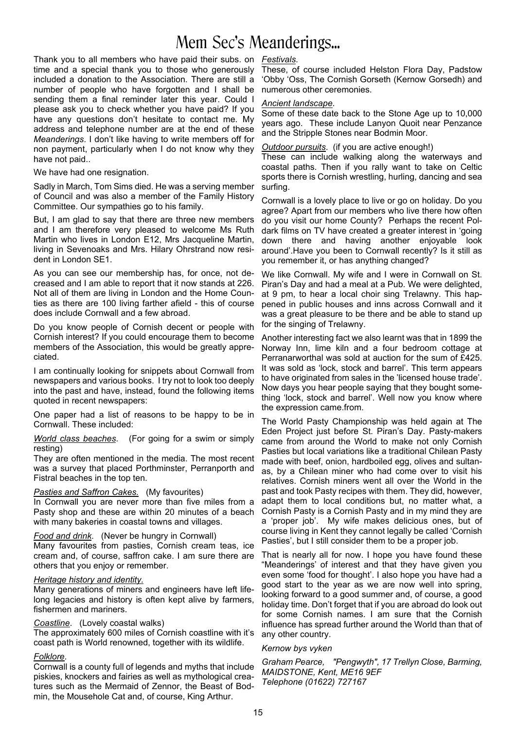# Mem Sec's Meanderings...

Thank you to all members who have paid their subs. on time and a special thank you to those who generously included a donation to the Association. There are still a number of people who have forgotten and I shall be sending them a final reminder later this year. Could I please ask you to check whether you have paid? If you have any questions don't hesitate to contact me. My address and telephone number are at the end of these *Meanderings*. I don't like having to write members off for non payment, particularly when I do not know why they have not paid..

We have had one resignation.

Sadly in March, Tom Sims died. He was a serving member of Council and was also a member of the Family History Committee. Our sympathies go to his family.

But, I am glad to say that there are three new members and I am therefore very pleased to welcome Ms Ruth Martin who lives in London E12, Mrs Jacqueline Martin, living in Sevenoaks and Mrs. Hilary Ohrstrand now resident in London SE1.

As you can see our membership has, for once, not decreased and I am able to report that it now stands at 226. Not all of them are living in London and the Home Counties as there are 100 living farther afield - this of course does include Cornwall and a few abroad.

Do you know people of Cornish decent or people with Cornish interest? If you could encourage them to become members of the Association, this would be greatly appreciated.

I am continually looking for snippets about Cornwall from newspapers and various books. I try not to look too deeply into the past and have, instead, found the following items quoted in recent newspapers:

One paper had a list of reasons to be happy to be in Cornwall. These included:

*World class beaches*. (For going for a swim or simply resting)
They are often mentioned in the media. The most recent was a survey that placed Porthminster, Perranporth and Fistral beaches in the top ten.

*Pasties and Saffron Cakes.* (My favourites)
In Cornwall you are never more than five miles from a Pasty shop and these are within 20 minutes of a beach with many bakeries in coastal towns and villages.

*Food and drink*. (Never be hungry in Cornwall)
Many favourites from pasties, Cornish cream teas, ice cream and, of course, saffron cake. I am sure there are others that you enjoy or remember.

*Heritage history and identity.*
Many generations of miners and engineers have left lifelong legacies and history is often kept alive by farmers, fishermen and mariners.

*Coastline*. (Lovely coastal walks)
The approximately 600 miles of Cornish coastline with it's coast path is World renowned, together with its wildlife.

*Folklore*.
Cornwall is a county full of legends and myths that include piskies, knockers and fairies as well as mythological creatures such as the Mermaid of Zennor, the Beast of Bodmin, the Mousehole Cat and, of course, King Arthur.

*Festivals*.
These, of course included Helston Flora Day, Padstow 'Obby 'Oss, The Cornish Gorseth (Kernow Gorsedh) and numerous other ceremonies.

*Ancient landscape*.
Some of these date back to the Stone Age up to 10,000 years ago. These include Lanyon Quoit near Penzance and the Stripple Stones near Bodmin Moor.

*Outdoor pursuits*. (if you are active enough!)
These can include walking along the waterways and coastal paths. Then if you rally want to take on Celtic sports there is Cornish wrestling, hurling, dancing and sea surfing.

Cornwall is a lovely place to live or go on holiday. Do you agree? Apart from our members who live there how often do you visit our home County? Perhaps the recent Poldark films on TV have created a greater interest in 'going down there and having another enjoyable look around'.Have you been to Cornwall recently? Is it still as you remember it, or has anything changed?

We like Cornwall. My wife and I were in Cornwall on St. Piran's Day and had a meal at a Pub. We were delighted, at 9 pm, to hear a local choir sing Trelawny. This happened in public houses and inns across Cornwall and it was a great pleasure to be there and be able to stand up for the singing of Trelawny.

Another interesting fact we also learnt was that in 1899 the Norway Inn, lime kiln and a four bedroom cottage at Perranarworthal was sold at auction for the sum of £425. It was sold as 'lock, stock and barrel'. This term appears to have originated from sales in the 'licensed house trade'. Now days you hear people saying that they bought something 'lock, stock and barrel'. Well now you know where the expression came.from.

The World Pasty Championship was held again at The Eden Project just before St. Piran's Day. Pasty-makers came from around the World to make not only Cornish Pasties but local variations like a traditional Chilean Pasty made with beef, onion, hardboiled egg, olives and sultanas, by a Chilean miner who had come over to visit his relatives. Cornish miners went all over the World in the past and took Pasty recipes with them. They did, however, adapt them to local conditions but, no matter what, a Cornish Pasty is a Cornish Pasty and in my mind they are a 'proper job'. My wife makes delicious ones, but of course living in Kent they cannot legally be called 'Cornish Pasties', but I still consider them to be a proper job.

That is nearly all for now. I hope you have found these "Meanderings' of interest and that they have given you even some 'food for thought'. I also hope you have had a good start to the year as we are now well into spring, looking forward to a good summer and, of course, a good holiday time. Don't forget that if you are abroad do look out for some Cornish names. I am sure that the Cornish influence has spread further around the World than that of any other country.

*Kernow bys vyken*

*Graham Pearce, "Pengwyth", 17 Trellyn Close, Barming, MAIDSTONE, Kent, ME16 9EF*
*Telephone (01622) 727167*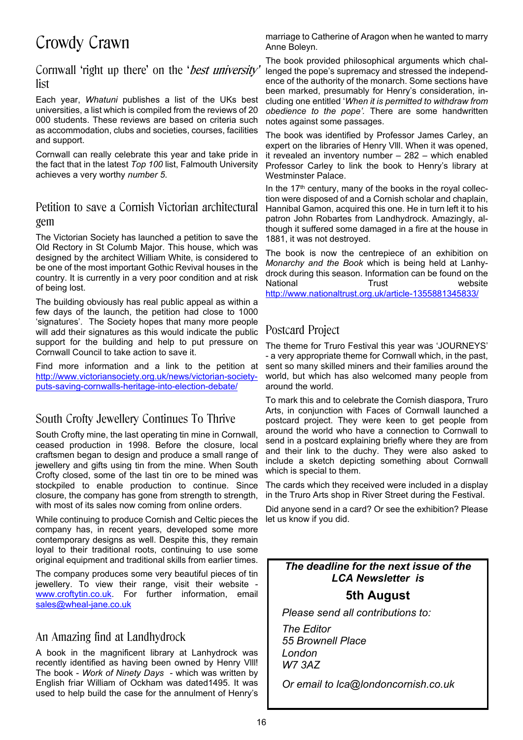# Crowdy Crawn

## Cornwall 'right up there' on the '*best university*' list

Each year, *Whatuni* publishes a list of the UKs best universities, a list which is compiled from the reviews of 20 000 students. These reviews are based on criteria such as accommodation, clubs and societies, courses, facilities and support.

Cornwall can really celebrate this year and take pride in the fact that in the latest *Top 100* list, Falmouth University achieves a very worthy *number 5*.

## Petition to save a Cornish Victorian architectural gem

The Victorian Society has launched a petition to save the Old Rectory in St Columb Major. This house, which was designed by the architect William White, is considered to be one of the most important Gothic Revival houses in the country. It is currently in a very poor condition and at risk of being lost.

The building obviously has real public appeal as within a few days of the launch, the petition had close to 1000 'signatures'. The Society hopes that many more people will add their signatures as this would indicate the public support for the building and help to put pressure on Cornwall Council to take action to save it.

Find more information and a link to the petition at http://www.victoriansociety.org.uk/news/victorian-society-puts-saving-cornwalls-heritage-into-election-debate/

## South Crofty Jewellery Continues To Thrive

South Crofty mine, the last operating tin mine in Cornwall, ceased production in 1998. Before the closure, local craftsmen began to design and produce a small range of jewellery and gifts using tin from the mine. When South Crofty closed, some of the last tin ore to be mined was stockpiled to enable production to continue. Since closure, the company has gone from strength to strength, with most of its sales now coming from online orders.

While continuing to produce Cornish and Celtic pieces the company has, in recent years, developed some more contemporary designs as well. Despite this, they remain loyal to their traditional roots, continuing to use some original equipment and traditional skills from earlier times.

The company produces some very beautiful pieces of tin jewellery. To view their range, visit their website - www.croftytin.co.uk. For further information, email sales@wheal-jane.co.uk

## An Amazing find at Landhydrock

A book in the magnificent library at Lanhydrock was recently identified as having been owned by Henry VIII! The book - *Work of Ninety Days* - which was written by English friar William of Ockham was dated1495. It was used to help build the case for the annulment of Henry's marriage to Catherine of Aragon when he wanted to marry Anne Boleyn.

The book provided philosophical arguments which challenged the pope's supremacy and stressed the independence of the authority of the monarch. Some sections have been marked, presumably for Henry's consideration, including one entitled '*When it is permitted to withdraw from obedience to the pope'.* There are some handwritten notes against some passages.

The book was identified by Professor James Carley, an expert on the libraries of Henry VIII. When it was opened, it revealed an inventory number – 282 – which enabled Professor Carley to link the book to Henry's library at Westminster Palace.

In the 17th century, many of the books in the royal collection were disposed of and a Cornish scholar and chaplain, Hannibal Gamon, acquired this one. He in turn left it to his patron John Robartes from Landhydrock. Amazingly, although it suffered some damaged in a fire at the house in 1881, it was not destroyed.

The book is now the centrepiece of an exhibition on *Monarchy and the Book* which is being held at Lanhydrock during this season. Information can be found on the National Trust website http://www.nationaltrust.org.uk/article-1355881345833/

## Postcard Project

The theme for Truro Festival this year was 'JOURNEYS' - a very appropriate theme for Cornwall which, in the past, sent so many skilled miners and their families around the world, but which has also welcomed many people from around the world.

To mark this and to celebrate the Cornish diaspora, Truro Arts, in conjunction with Faces of Cornwall launched a postcard project. They were keen to get people from around the world who have a connection to Cornwall to send in a postcard explaining briefly where they are from and their link to the duchy. They were also asked to include a sketch depicting something about Cornwall which is special to them.

The cards which they received were included in a display in the Truro Arts shop in River Street during the Festival.

Did anyone send in a card? Or see the exhibition? Please let us know if you did.

***The deadline for the next issue of the LCA Newsletter is***

**5th August**

*Please send all contributions to:*

*The Editor*
*55 Brownell Place*
*London*
*W7 3AZ*

*Or email to lca@londoncornish.co.uk*